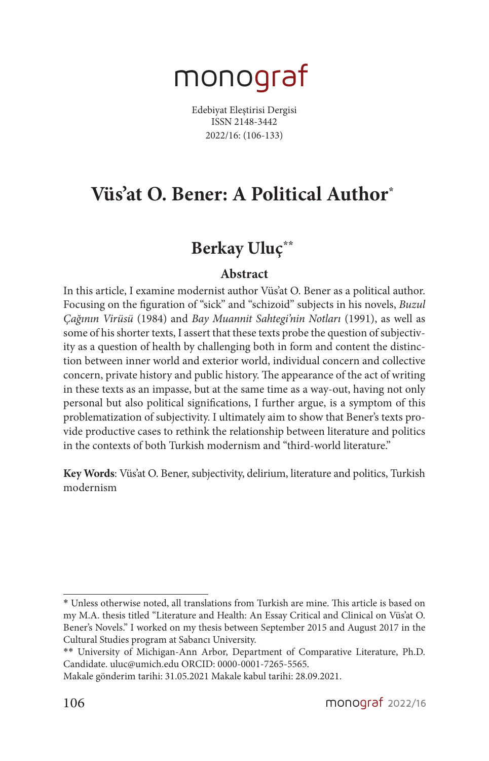monograf

Edebiyat Eleştirisi Dergisi
ISSN 2148-3442
2022/16: (106-133)

# Vüs'at O. Bener: A Political Author*

## Berkay Uluç**

### Abstract

In this article, I examine modernist author Vüs'at O. Bener as a political author. Focusing on the figuration of "sick" and "schizoid" subjects in his novels, *Buzul Çağının Virüsü* (1984) and *Bay Muannit Sahtegi'nin Notları* (1991), as well as some of his shorter texts, I assert that these texts probe the question of subjectivity as a question of health by challenging both in form and content the distinction between inner world and exterior world, individual concern and collective concern, private history and public history. The appearance of the act of writing in these texts as an impasse, but at the same time as a way-out, having not only personal but also political significations, I further argue, is a symptom of this problematization of subjectivity. I ultimately aim to show that Bener's texts provide productive cases to rethink the relationship between literature and politics in the contexts of both Turkish modernism and "third-world literature."

**Key Words**: Vüs'at O. Bener, subjectivity, delirium, literature and politics, Turkish modernism

---

* Unless otherwise noted, all translations from Turkish are mine. This article is based on my M.A. thesis titled "Literature and Health: An Essay Critical and Clinical on Vüs'at O. Bener's Novels." I worked on my thesis between September 2015 and August 2017 in the Cultural Studies program at Sabancı University.

** University of Michigan-Ann Arbor, Department of Comparative Literature, Ph.D. Candidate. uluc@umich.edu ORCID: 0000-0001-7265-5565.

Makale gönderim tarihi: 31.05.2021 Makale kabul tarihi: 28.09.2021.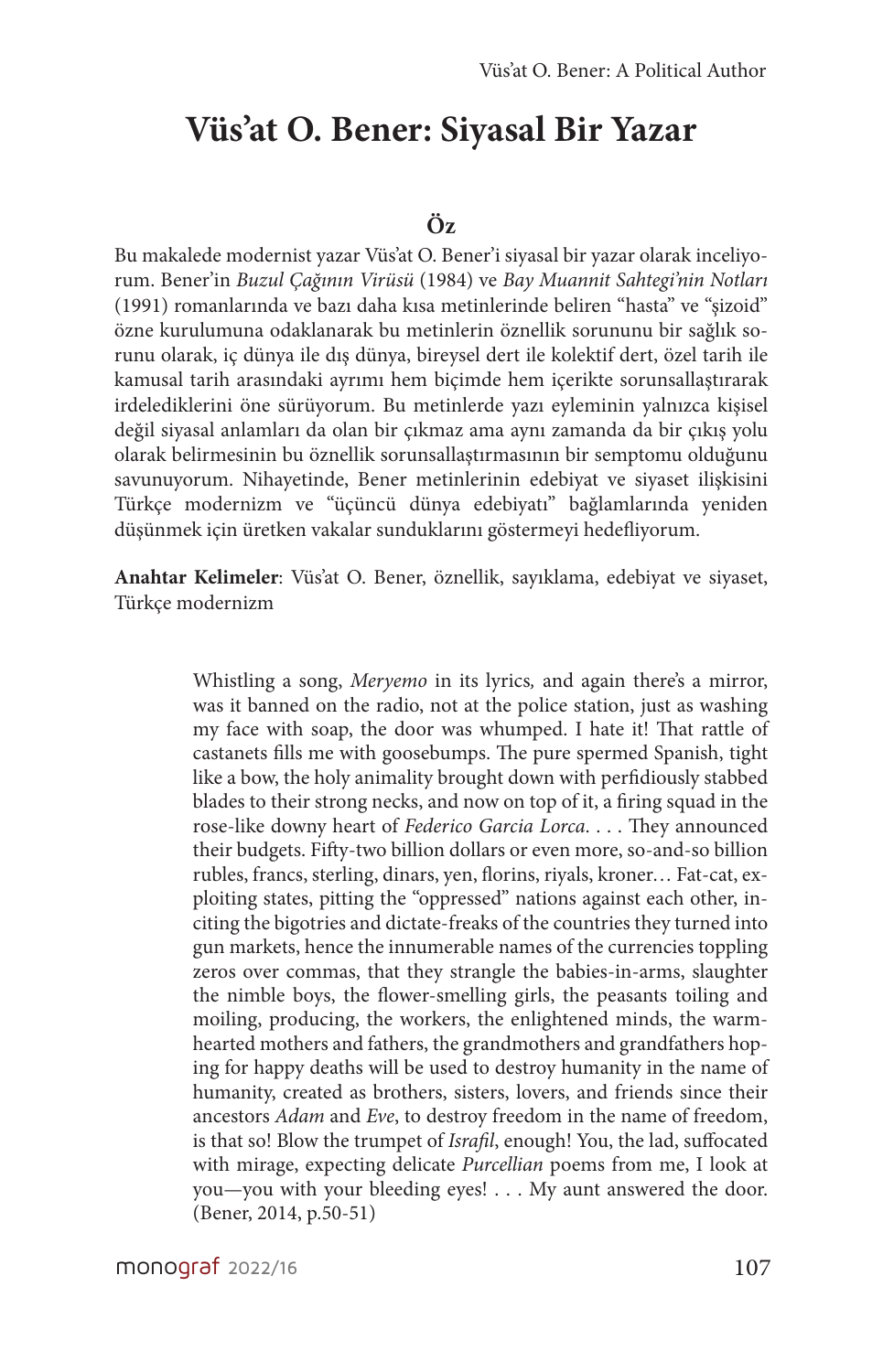# Vüs'at O. Bener: Siyasal Bir Yazar

## Öz

Bu makalede modernist yazar Vüs'at O. Bener'i siyasal bir yazar olarak inceliyorum. Bener'in *Buzul Çağının Virüsü* (1984) ve *Bay Muannit Sahtegi'nin Notları* (1991) romanlarında ve bazı daha kısa metinlerinde beliren "hasta" ve "şizoid" özne kurulumuna odaklanarak bu metinlerin öznellik sorununu bir sağlık sorunu olarak, iç dünya ile dış dünya, bireysel dert ile kolektif dert, özel tarih ile kamusal tarih arasındaki ayrımı hem biçimde hem içerikte sorunsallaştırarak irdelediklerini öne sürüyorum. Bu metinlerde yazı eyleminin yalnızca kişisel değil siyasal anlamları da olan bir çıkmaz ama aynı zamanda da bir çıkış yolu olarak belirmesinin bu öznellik sorunsallaştırmasının bir semptomu olduğunu savunuyorum. Nihayetinde, Bener metinlerinin edebiyat ve siyaset ilişkisini Türkçe modernizm ve "üçüncü dünya edebiyatı" bağlamlarında yeniden düşünmek için üretken vakalar sunduklarını göstermeyi hedefliyorum.

**Anahtar Kelimeler**: Vüs'at O. Bener, öznellik, sayıklama, edebiyat ve siyaset, Türkçe modernizm

> Whistling a song, *Meryemo* in its lyrics, and again there's a mirror, was it banned on the radio, not at the police station, just as washing my face with soap, the door was whumped. I hate it! That rattle of castanets fills me with goosebumps. The pure spermed Spanish, tight like a bow, the holy animality brought down with perfidiously stabbed blades to their strong necks, and now on top of it, a firing squad in the rose-like downy heart of *Federico Garcia Lorca*. . . . They announced their budgets. Fifty-two billion dollars or even more, so-and-so billion rubles, francs, sterling, dinars, yen, florins, riyals, kroner… Fat-cat, exploiting states, pitting the "oppressed" nations against each other, inciting the bigotries and dictate-freaks of the countries they turned into gun markets, hence the innumerable names of the currencies toppling zeros over commas, that they strangle the babies-in-arms, slaughter the nimble boys, the flower-smelling girls, the peasants toiling and moiling, producing, the workers, the enlightened minds, the warm-hearted mothers and fathers, the grandmothers and grandfathers hoping for happy deaths will be used to destroy humanity in the name of humanity, created as brothers, sisters, lovers, and friends since their ancestors *Adam* and *Eve*, to destroy freedom in the name of freedom, is that so! Blow the trumpet of *Israfil*, enough! You, the lad, suffocated with mirage, expecting delicate *Purcellian* poems from me, I look at you—you with your bleeding eyes! . . . My aunt answered the door. (Bener, 2014, p.50-51)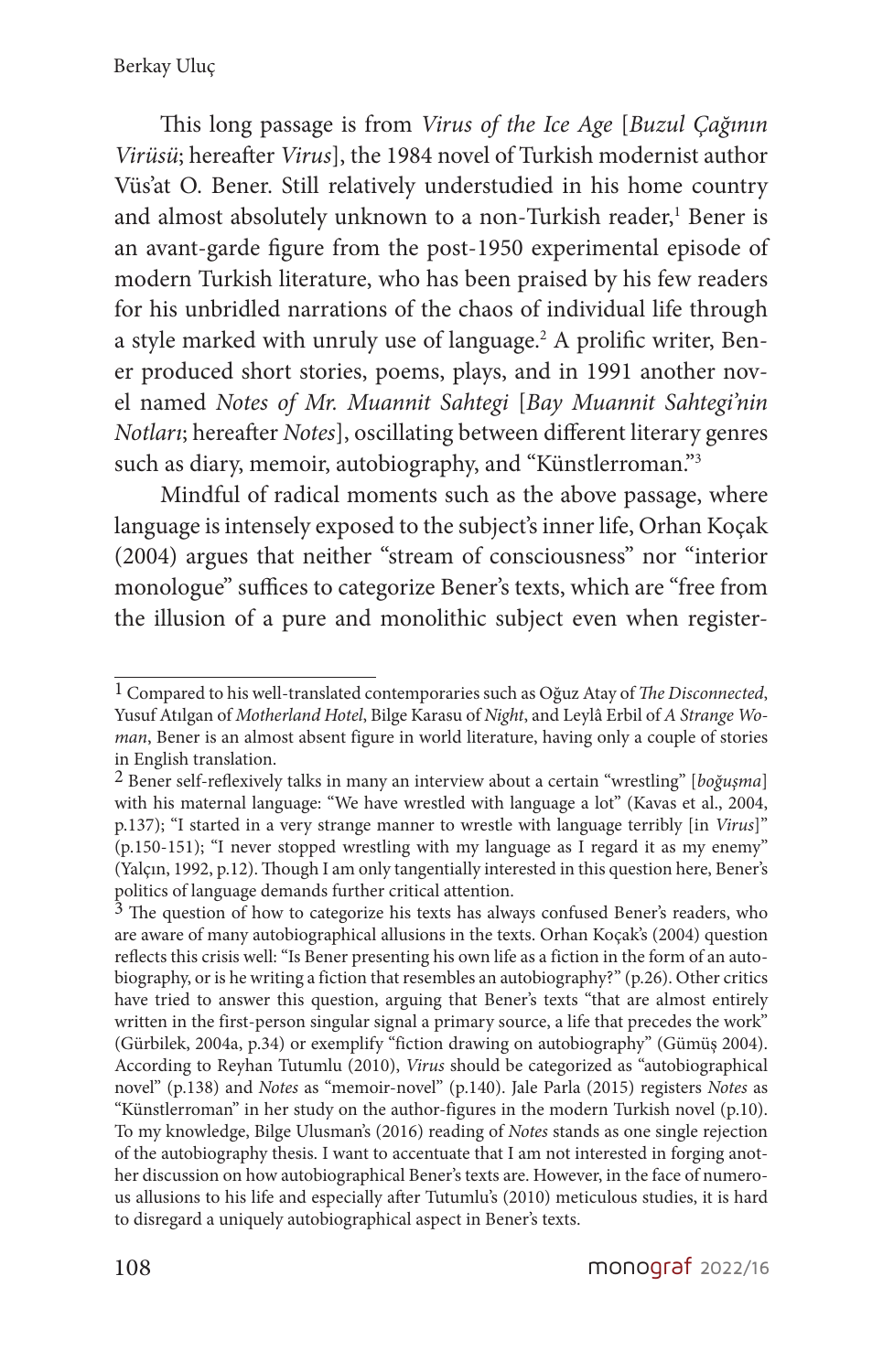This long passage is from *Virus of the Ice Age* [*Buzul Çağının Virüsü*; hereafter *Virus*], the 1984 novel of Turkish modernist author Vüs'at O. Bener. Still relatively understudied in his home country and almost absolutely unknown to a non-Turkish reader,[1] Bener is an avant-garde figure from the post-1950 experimental episode of modern Turkish literature, who has been praised by his few readers for his unbridled narrations of the chaos of individual life through a style marked with unruly use of language.[2] A prolific writer, Bener produced short stories, poems, plays, and in 1991 another novel named *Notes of Mr. Muannit Sahtegi* [*Bay Muannit Sahtegi'nin Notları*; hereafter *Notes*], oscillating between different literary genres such as diary, memoir, autobiography, and "Künstlerroman."[3]

Mindful of radical moments such as the above passage, where language is intensely exposed to the subject's inner life, Orhan Koçak (2004) argues that neither "stream of consciousness" nor "interior monologue" suffices to categorize Bener's texts, which are "free from the illusion of a pure and monolithic subject even when register-

---

[1] Compared to his well-translated contemporaries such as Oğuz Atay of *The Disconnected*, Yusuf Atılgan of *Motherland Hotel*, Bilge Karasu of *Night*, and Leylâ Erbil of *A Strange Woman*, Bener is an almost absent figure in world literature, having only a couple of stories in English translation.

[2] Bener self-reflexively talks in many an interview about a certain "wrestling" [*boğuşma*] with his maternal language: "We have wrestled with language a lot" (Kavas et al., 2004, p.137); "I started in a very strange manner to wrestle with language terribly [in *Virus*]" (p.150-151); "I never stopped wrestling with my language as I regard it as my enemy" (Yalçın, 1992, p.12). Though I am only tangentially interested in this question here, Bener's politics of language demands further critical attention.

[3] The question of how to categorize his texts has always confused Bener's readers, who are aware of many autobiographical allusions in the texts. Orhan Koçak's (2004) question reflects this crisis well: "Is Bener presenting his own life as a fiction in the form of an autobiography, or is he writing a fiction that resembles an autobiography?" (p.26). Other critics have tried to answer this question, arguing that Bener's texts "that are almost entirely written in the first-person singular signal a primary source, a life that precedes the work" (Gürbilek, 2004a, p.34) or exemplify "fiction drawing on autobiography" (Gümüş 2004). According to Reyhan Tutumlu (2010), *Virus* should be categorized as "autobiographical novel" (p.138) and *Notes* as "memoir-novel" (p.140). Jale Parla (2015) registers *Notes* as "Künstlerroman" in her study on the author-figures in the modern Turkish novel (p.10). To my knowledge, Bilge Ulusman's (2016) reading of *Notes* stands as one single rejection of the autobiography thesis. I want to accentuate that I am not interested in forging another discussion on how autobiographical Bener's texts are. However, in the face of numerous allusions to his life and especially after Tutumlu's (2010) meticulous studies, it is hard to disregard a uniquely autobiographical aspect in Bener's texts.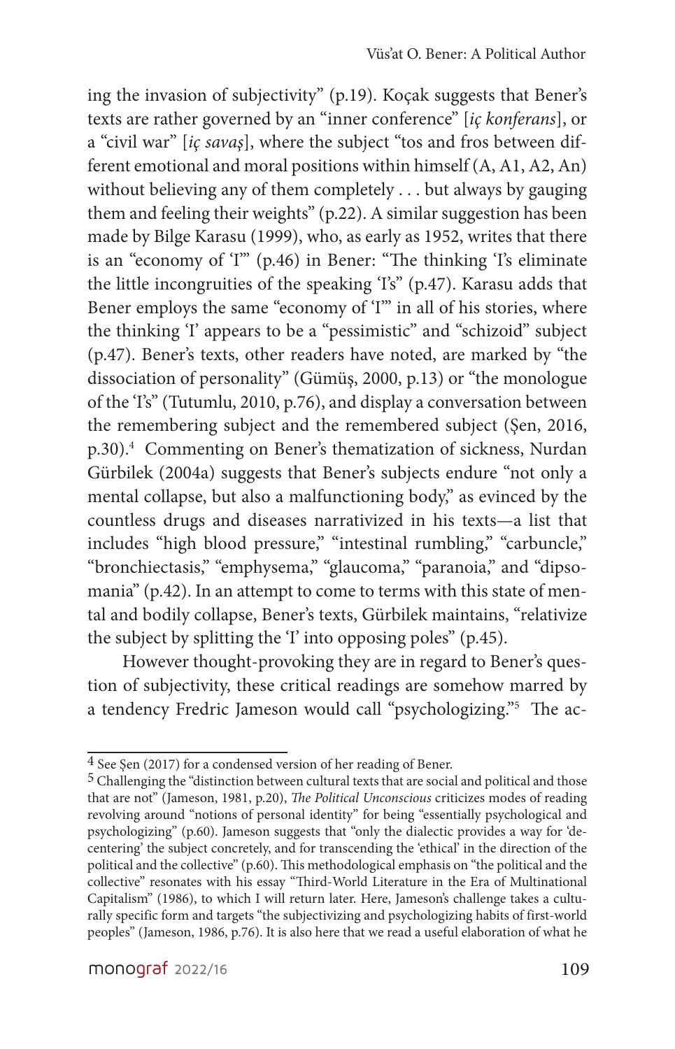ing the invasion of subjectivity" (p.19). Koçak suggests that Bener's texts are rather governed by an "inner conference" [*iç konferans*], or a "civil war" [*iç savaş*], where the subject "tos and fros between different emotional and moral positions within himself (A, A1, A2, An) without believing any of them completely . . . but always by gauging them and feeling their weights" (p.22). A similar suggestion has been made by Bilge Karasu (1999), who, as early as 1952, writes that there is an "economy of 'I'" (p.46) in Bener: "The thinking 'I's eliminate the little incongruities of the speaking 'I's" (p.47). Karasu adds that Bener employs the same "economy of 'I'" in all of his stories, where the thinking 'I' appears to be a "pessimistic" and "schizoid" subject (p.47). Bener's texts, other readers have noted, are marked by "the dissociation of personality" (Gümüş, 2000, p.13) or "the monologue of the 'I's" (Tutumlu, 2010, p.76), and display a conversation between the remembering subject and the remembered subject (Şen, 2016, p.30).[4] Commenting on Bener's thematization of sickness, Nurdan Gürbilek (2004a) suggests that Bener's subjects endure "not only a mental collapse, but also a malfunctioning body," as evinced by the countless drugs and diseases narrativized in his texts—a list that includes "high blood pressure," "intestinal rumbling," "carbuncle," "bronchiectasis," "emphysema," "glaucoma," "paranoia," and "dipsomania" (p.42). In an attempt to come to terms with this state of mental and bodily collapse, Bener's texts, Gürbilek maintains, "relativize the subject by splitting the 'I' into opposing poles" (p.45).

However thought-provoking they are in regard to Bener's question of subjectivity, these critical readings are somehow marred by a tendency Fredric Jameson would call "psychologizing."[5] The ac-

---

[4] See Şen (2017) for a condensed version of her reading of Bener.

[5] Challenging the "distinction between cultural texts that are social and political and those that are not" (Jameson, 1981, p.20), *The Political Unconscious* criticizes modes of reading revolving around "notions of personal identity" for being "essentially psychological and psychologizing" (p.60). Jameson suggests that "only the dialectic provides a way for 'decentering' the subject concretely, and for transcending the 'ethical' in the direction of the political and the collective" (p.60). This methodological emphasis on "the political and the collective" resonates with his essay "Third-World Literature in the Era of Multinational Capitalism" (1986), to which I will return later. Here, Jameson's challenge takes a culturally specific form and targets "the subjectivizing and psychologizing habits of first-world peoples" (Jameson, 1986, p.76). It is also here that we read a useful elaboration of what he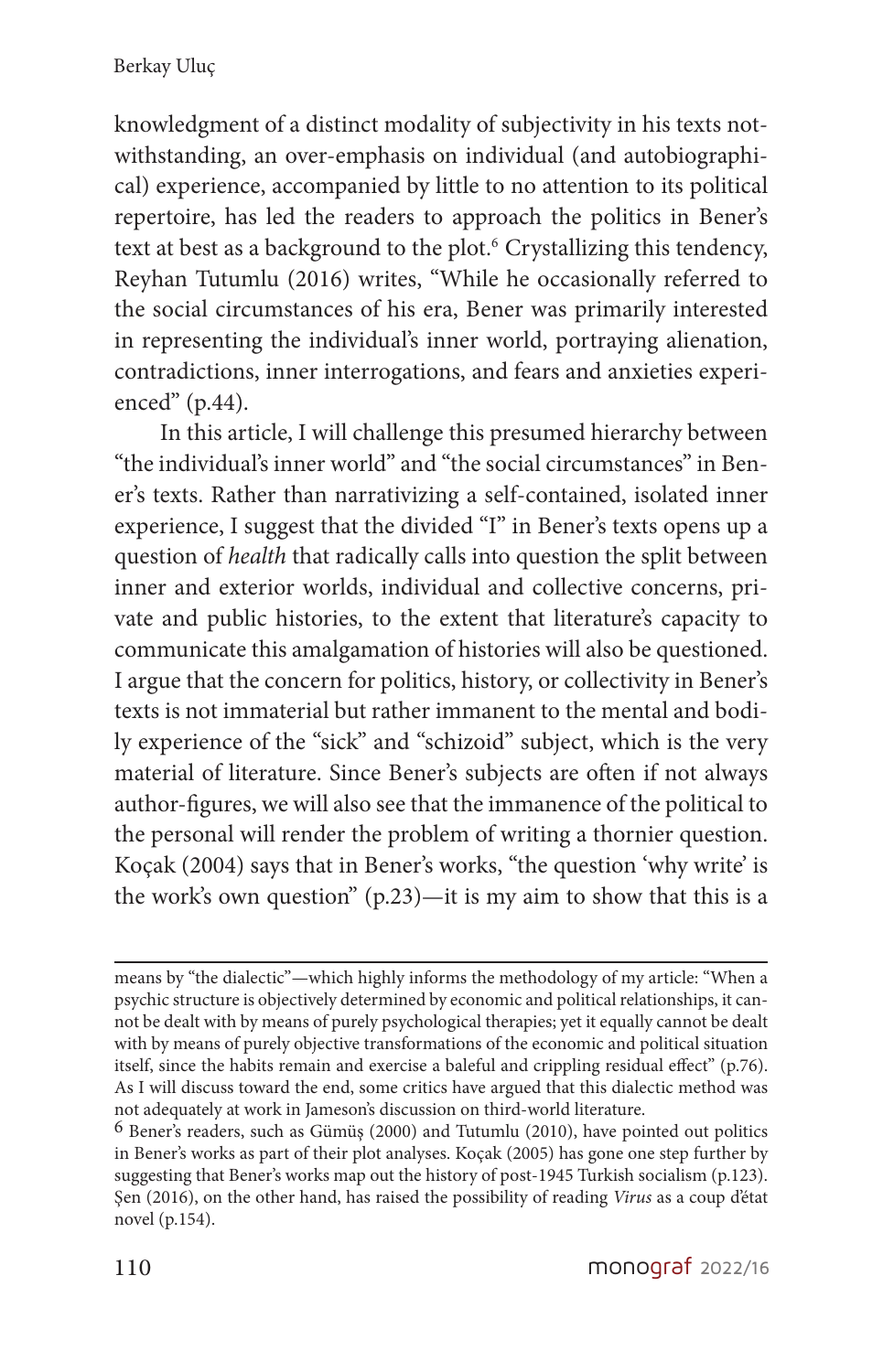knowledgment of a distinct modality of subjectivity in his texts notwithstanding, an over-emphasis on individual (and autobiographical) experience, accompanied by little to no attention to its political repertoire, has led the readers to approach the politics in Bener's text at best as a background to the plot.[6] Crystallizing this tendency, Reyhan Tutumlu (2016) writes, "While he occasionally referred to the social circumstances of his era, Bener was primarily interested in representing the individual's inner world, portraying alienation, contradictions, inner interrogations, and fears and anxieties experienced" (p.44).

In this article, I will challenge this presumed hierarchy between "the individual's inner world" and "the social circumstances" in Bener's texts. Rather than narrativizing a self-contained, isolated inner experience, I suggest that the divided "I" in Bener's texts opens up a question of *health* that radically calls into question the split between inner and exterior worlds, individual and collective concerns, private and public histories, to the extent that literature's capacity to communicate this amalgamation of histories will also be questioned. I argue that the concern for politics, history, or collectivity in Bener's texts is not immaterial but rather immanent to the mental and bodily experience of the "sick" and "schizoid" subject, which is the very material of literature. Since Bener's subjects are often if not always author-figures, we will also see that the immanence of the political to the personal will render the problem of writing a thornier question. Koçak (2004) says that in Bener's works, "the question 'why write' is the work's own question" (p.23)—it is my aim to show that this is a

---

means by "the dialectic"—which highly informs the methodology of my article: "When a psychic structure is objectively determined by economic and political relationships, it cannot be dealt with by means of purely psychological therapies; yet it equally cannot be dealt with by means of purely objective transformations of the economic and political situation itself, since the habits remain and exercise a baleful and crippling residual effect" (p.76). As I will discuss toward the end, some critics have argued that this dialectic method was not adequately at work in Jameson's discussion on third-world literature.

[6] Bener's readers, such as Gümüş (2000) and Tutumlu (2010), have pointed out politics in Bener's works as part of their plot analyses. Koçak (2005) has gone one step further by suggesting that Bener's works map out the history of post-1945 Turkish socialism (p.123). Şen (2016), on the other hand, has raised the possibility of reading *Virus* as a coup d'état novel (p.154).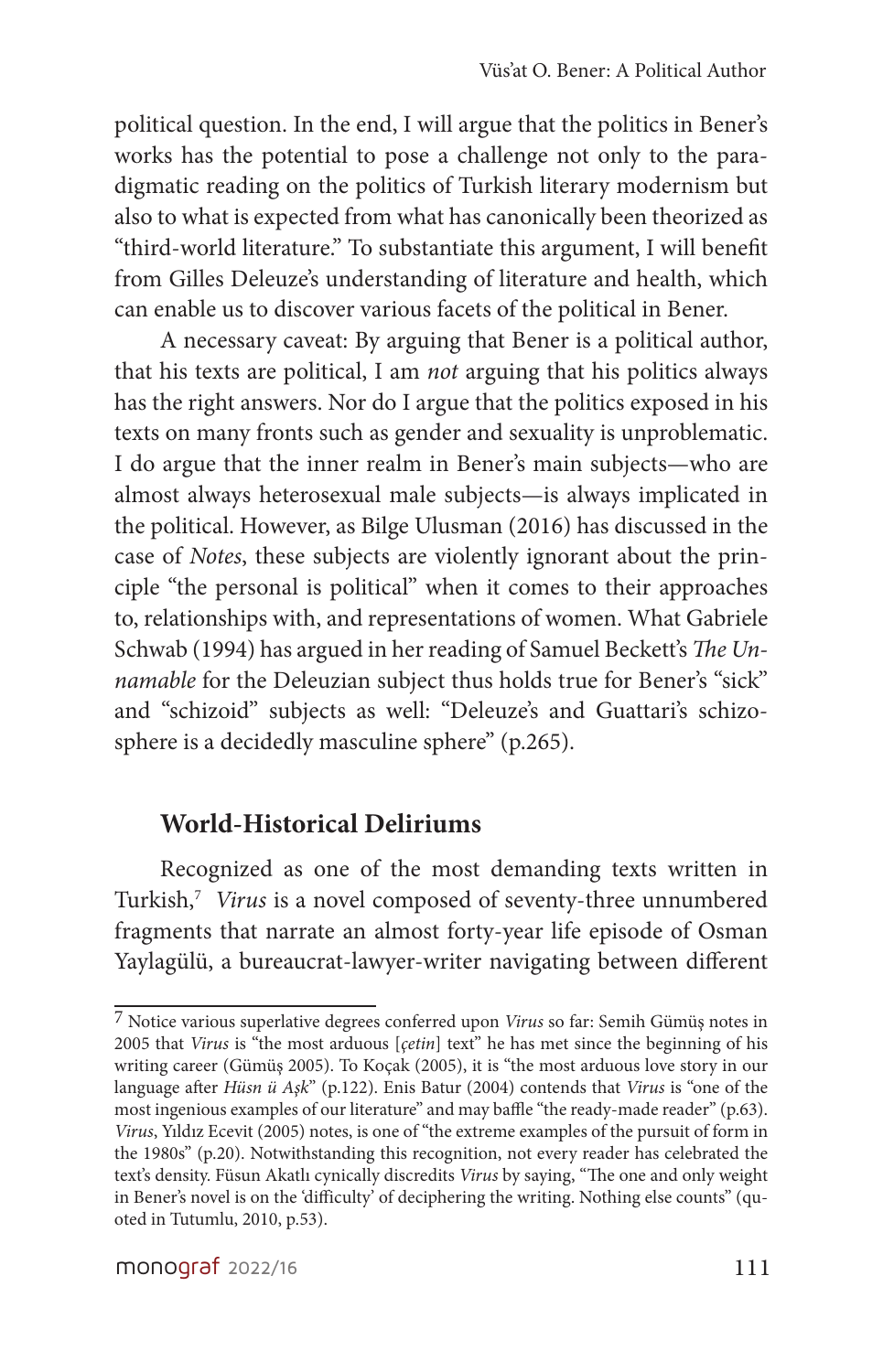political question. In the end, I will argue that the politics in Bener's works has the potential to pose a challenge not only to the paradigmatic reading on the politics of Turkish literary modernism but also to what is expected from what has canonically been theorized as "third-world literature." To substantiate this argument, I will benefit from Gilles Deleuze's understanding of literature and health, which can enable us to discover various facets of the political in Bener.

A necessary caveat: By arguing that Bener is a political author, that his texts are political, I am *not* arguing that his politics always has the right answers. Nor do I argue that the politics exposed in his texts on many fronts such as gender and sexuality is unproblematic. I do argue that the inner realm in Bener's main subjects—who are almost always heterosexual male subjects—is always implicated in the political. However, as Bilge Ulusman (2016) has discussed in the case of *Notes*, these subjects are violently ignorant about the principle "the personal is political" when it comes to their approaches to, relationships with, and representations of women. What Gabriele Schwab (1994) has argued in her reading of Samuel Beckett's *The Unnamable* for the Deleuzian subject thus holds true for Bener's "sick" and "schizoid" subjects as well: "Deleuze's and Guattari's schizosphere is a decidedly masculine sphere" (p.265).

## World-Historical Deliriums

Recognized as one of the most demanding texts written in Turkish,[7] *Virus* is a novel composed of seventy-three unnumbered fragments that narrate an almost forty-year life episode of Osman Yaylagülü, a bureaucrat-lawyer-writer navigating between different

---

7 Notice various superlative degrees conferred upon *Virus* so far: Semih Gümüş notes in 2005 that *Virus* is "the most arduous [*çetin*] text" he has met since the beginning of his writing career (Gümüş 2005). To Koçak (2005), it is "the most arduous love story in our language after *Hüsn ü Aşk*" (p.122). Enis Batur (2004) contends that *Virus* is "one of the most ingenious examples of our literature" and may baffle "the ready-made reader" (p.63). *Virus*, Yıldız Ecevit (2005) notes, is one of "the extreme examples of the pursuit of form in the 1980s" (p.20). Notwithstanding this recognition, not every reader has celebrated the text's density. Füsun Akatlı cynically discredits *Virus* by saying, "The one and only weight in Bener's novel is on the 'difficulty' of deciphering the writing. Nothing else counts" (quoted in Tutumlu, 2010, p.53).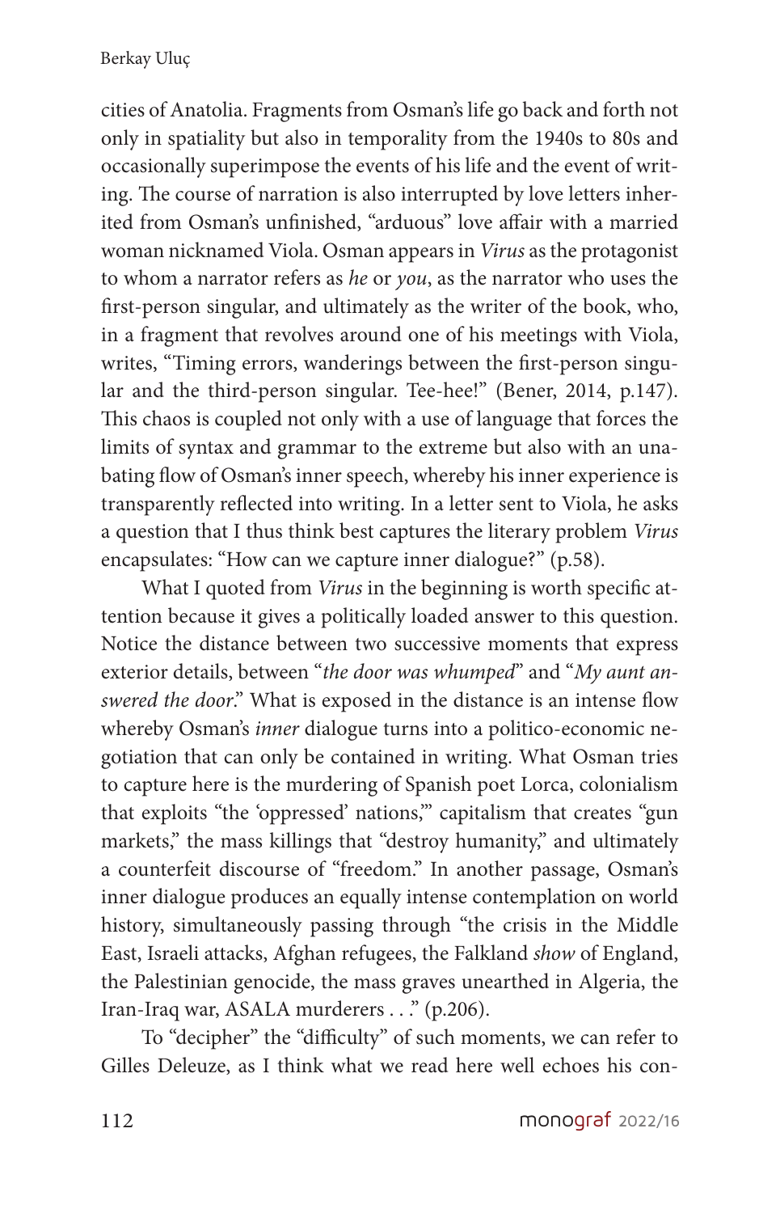cities of Anatolia. Fragments from Osman's life go back and forth not only in spatiality but also in temporality from the 1940s to 80s and occasionally superimpose the events of his life and the event of writing. The course of narration is also interrupted by love letters inherited from Osman's unfinished, "arduous" love affair with a married woman nicknamed Viola. Osman appears in *Virus* as the protagonist to whom a narrator refers as *he* or *you*, as the narrator who uses the first-person singular, and ultimately as the writer of the book, who, in a fragment that revolves around one of his meetings with Viola, writes, "Timing errors, wanderings between the first-person singular and the third-person singular. Tee-hee!" (Bener, 2014, p.147). This chaos is coupled not only with a use of language that forces the limits of syntax and grammar to the extreme but also with an unabating flow of Osman's inner speech, whereby his inner experience is transparently reflected into writing. In a letter sent to Viola, he asks a question that I thus think best captures the literary problem *Virus* encapsulates: "How can we capture inner dialogue?" (p.58).

What I quoted from *Virus* in the beginning is worth specific attention because it gives a politically loaded answer to this question. Notice the distance between two successive moments that express exterior details, between "*the door was whumped*" and "*My aunt answered the door*." What is exposed in the distance is an intense flow whereby Osman's *inner* dialogue turns into a politico-economic negotiation that can only be contained in writing. What Osman tries to capture here is the murdering of Spanish poet Lorca, colonialism that exploits "the 'oppressed' nations,'" capitalism that creates "gun markets," the mass killings that "destroy humanity," and ultimately a counterfeit discourse of "freedom." In another passage, Osman's inner dialogue produces an equally intense contemplation on world history, simultaneously passing through "the crisis in the Middle East, Israeli attacks, Afghan refugees, the Falkland *show* of England, the Palestinian genocide, the mass graves unearthed in Algeria, the Iran-Iraq war, ASALA murderers . . ." (p.206).

To "decipher" the "difficulty" of such moments, we can refer to Gilles Deleuze, as I think what we read here well echoes his con-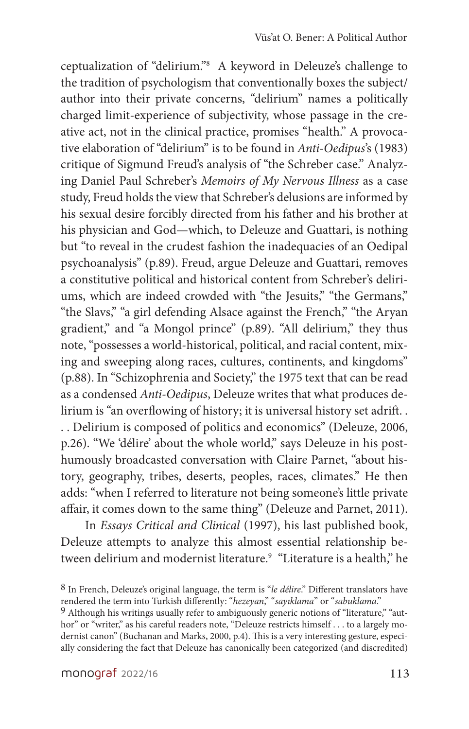ceptualization of "delirium."[8] A keyword in Deleuze's challenge to the tradition of psychologism that conventionally boxes the subject/author into their private concerns, "delirium" names a politically charged limit-experience of subjectivity, whose passage in the creative act, not in the clinical practice, promises "health." A provocative elaboration of "delirium" is to be found in *Anti-Oedipus*'s (1983) critique of Sigmund Freud's analysis of "the Schreber case." Analyzing Daniel Paul Schreber's *Memoirs of My Nervous Illness* as a case study, Freud holds the view that Schreber's delusions are informed by his sexual desire forcibly directed from his father and his brother at his physician and God—which, to Deleuze and Guattari, is nothing but "to reveal in the crudest fashion the inadequacies of an Oedipal psychoanalysis" (p.89). Freud, argue Deleuze and Guattari, removes a constitutive political and historical content from Schreber's deliriums, which are indeed crowded with "the Jesuits," "the Germans," "the Slavs," "a girl defending Alsace against the French," "the Aryan gradient," and "a Mongol prince" (p.89). "All delirium," they thus note, "possesses a world-historical, political, and racial content, mixing and sweeping along races, cultures, continents, and kingdoms" (p.88). In "Schizophrenia and Society," the 1975 text that can be read as a condensed *Anti-Oedipus*, Deleuze writes that what produces delirium is "an overflowing of history; it is universal history set adrift. . . . Delirium is composed of politics and economics" (Deleuze, 2006, p.26). "We 'délire' about the whole world," says Deleuze in his posthumously broadcasted conversation with Claire Parnet, "about history, geography, tribes, deserts, peoples, races, climates." He then adds: "when I referred to literature not being someone's little private affair, it comes down to the same thing" (Deleuze and Parnet, 2011).

In *Essays Critical and Clinical* (1997), his last published book, Deleuze attempts to analyze this almost essential relationship between delirium and modernist literature.[9] "Literature is a health," he

---

[8] In French, Deleuze's original language, the term is "*le délire*." Different translators have rendered the term into Turkish differently: "*hezeyan*," "*sayıklama*" or "*sabuklama*."

[9] Although his writings usually refer to ambiguously generic notions of "literature," "author" or "writer," as his careful readers note, "Deleuze restricts himself . . . to a largely modernist canon" (Buchanan and Marks, 2000, p.4). This is a very interesting gesture, especially considering the fact that Deleuze has canonically been categorized (and discredited)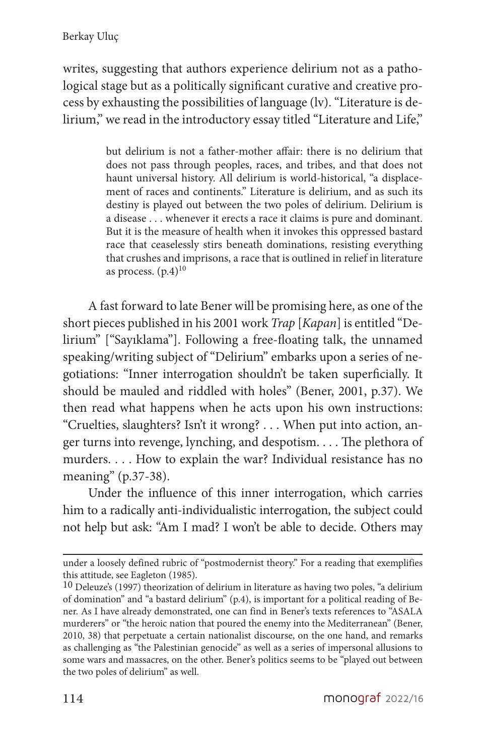writes, suggesting that authors experience delirium not as a pathological stage but as a politically significant curative and creative process by exhausting the possibilities of language (lv). "Literature is delirium," we read in the introductory essay titled "Literature and Life,"

> but delirium is not a father-mother affair: there is no delirium that does not pass through peoples, races, and tribes, and that does not haunt universal history. All delirium is world-historical, "a displacement of races and continents." Literature is delirium, and as such its destiny is played out between the two poles of delirium. Delirium is a disease . . . whenever it erects a race it claims is pure and dominant. But it is the measure of health when it invokes this oppressed bastard race that ceaselessly stirs beneath dominations, resisting everything that crushes and imprisons, a race that is outlined in relief in literature as process. (p.4)[10]

A fast forward to late Bener will be promising here, as one of the short pieces published in his 2001 work *Trap* [*Kapan*] is entitled "Delirium" ["Sayıklama"]. Following a free-floating talk, the unnamed speaking/writing subject of "Delirium" embarks upon a series of negotiations: "Inner interrogation shouldn't be taken superficially. It should be mauled and riddled with holes" (Bener, 2001, p.37). We then read what happens when he acts upon his own instructions: "Cruelties, slaughters? Isn't it wrong? . . . When put into action, anger turns into revenge, lynching, and despotism. . . . The plethora of murders. . . . How to explain the war? Individual resistance has no meaning" (p.37-38).

Under the influence of this inner interrogation, which carries him to a radically anti-individualistic interrogation, the subject could not help but ask: "Am I mad? I won't be able to decide. Others may

---

under a loosely defined rubric of "postmodernist theory." For a reading that exemplifies this attitude, see Eagleton (1985).

[10] Deleuze's (1997) theorization of delirium in literature as having two poles, "a delirium of domination" and "a bastard delirium" (p.4), is important for a political reading of Bener. As I have already demonstrated, one can find in Bener's texts references to "ASALA murderers" or "the heroic nation that poured the enemy into the Mediterranean" (Bener, 2010, 38) that perpetuate a certain nationalist discourse, on the one hand, and remarks as challenging as "the Palestinian genocide" as well as a series of impersonal allusions to some wars and massacres, on the other. Bener's politics seems to be "played out between the two poles of delirium" as well.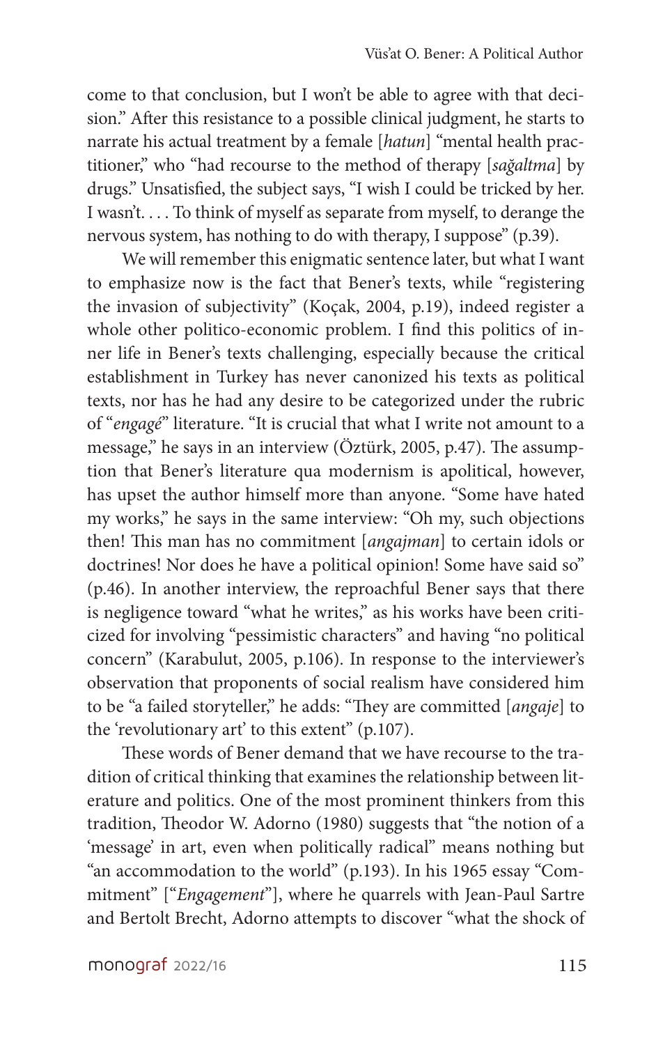come to that conclusion, but I won't be able to agree with that decision." After this resistance to a possible clinical judgment, he starts to narrate his actual treatment by a female [*hatun*] "mental health practitioner," who "had recourse to the method of therapy [*sağaltma*] by drugs." Unsatisfied, the subject says, "I wish I could be tricked by her. I wasn't. . . . To think of myself as separate from myself, to derange the nervous system, has nothing to do with therapy, I suppose" (p.39).

We will remember this enigmatic sentence later, but what I want to emphasize now is the fact that Bener's texts, while "registering the invasion of subjectivity" (Koçak, 2004, p.19), indeed register a whole other politico-economic problem. I find this politics of inner life in Bener's texts challenging, especially because the critical establishment in Turkey has never canonized his texts as political texts, nor has he had any desire to be categorized under the rubric of "*engagé*" literature. "It is crucial that what I write not amount to a message," he says in an interview (Öztürk, 2005, p.47). The assumption that Bener's literature qua modernism is apolitical, however, has upset the author himself more than anyone. "Some have hated my works," he says in the same interview: "Oh my, such objections then! This man has no commitment [*angajman*] to certain idols or doctrines! Nor does he have a political opinion! Some have said so" (p.46). In another interview, the reproachful Bener says that there is negligence toward "what he writes," as his works have been criticized for involving "pessimistic characters" and having "no political concern" (Karabulut, 2005, p.106). In response to the interviewer's observation that proponents of social realism have considered him to be "a failed storyteller," he adds: "They are committed [*angaje*] to the 'revolutionary art' to this extent" (p.107).

These words of Bener demand that we have recourse to the tradition of critical thinking that examines the relationship between literature and politics. One of the most prominent thinkers from this tradition, Theodor W. Adorno (1980) suggests that "the notion of a 'message' in art, even when politically radical" means nothing but "an accommodation to the world" (p.193). In his 1965 essay "Commitment" ["*Engagement*"], where he quarrels with Jean-Paul Sartre and Bertolt Brecht, Adorno attempts to discover "what the shock of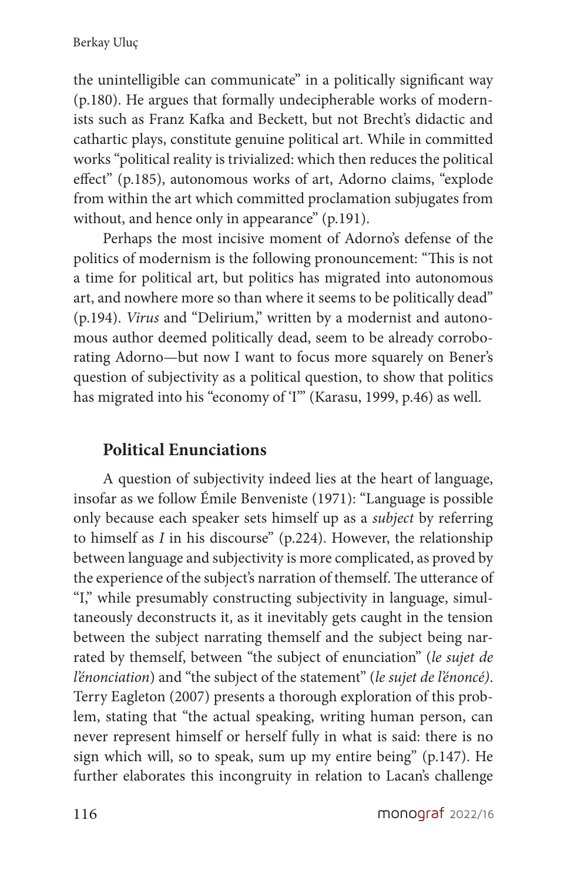the unintelligible can communicate" in a politically significant way (p.180). He argues that formally undecipherable works of modernists such as Franz Kafka and Beckett, but not Brecht's didactic and cathartic plays, constitute genuine political art. While in committed works "political reality is trivialized: which then reduces the political effect" (p.185), autonomous works of art, Adorno claims, "explode from within the art which committed proclamation subjugates from without, and hence only in appearance" (p.191).

Perhaps the most incisive moment of Adorno's defense of the politics of modernism is the following pronouncement: "This is not a time for political art, but politics has migrated into autonomous art, and nowhere more so than where it seems to be politically dead" (p.194). *Virus* and "Delirium," written by a modernist and autonomous author deemed politically dead, seem to be already corroborating Adorno—but now I want to focus more squarely on Bener's question of subjectivity as a political question, to show that politics has migrated into his "economy of 'I'" (Karasu, 1999, p.46) as well.

## Political Enunciations

A question of subjectivity indeed lies at the heart of language, insofar as we follow Émile Benveniste (1971): "Language is possible only because each speaker sets himself up as a *subject* by referring to himself as *I* in his discourse" (p.224). However, the relationship between language and subjectivity is more complicated, as proved by the experience of the subject's narration of themself. The utterance of "I," while presumably constructing subjectivity in language, simultaneously deconstructs it, as it inevitably gets caught in the tension between the subject narrating themself and the subject being narrated by themself, between "the subject of enunciation" (*le sujet de l'énonciation*) and "the subject of the statement" (*le sujet de l'énoncé)*. Terry Eagleton (2007) presents a thorough exploration of this problem, stating that "the actual speaking, writing human person, can never represent himself or herself fully in what is said: there is no sign which will, so to speak, sum up my entire being" (p.147). He further elaborates this incongruity in relation to Lacan's challenge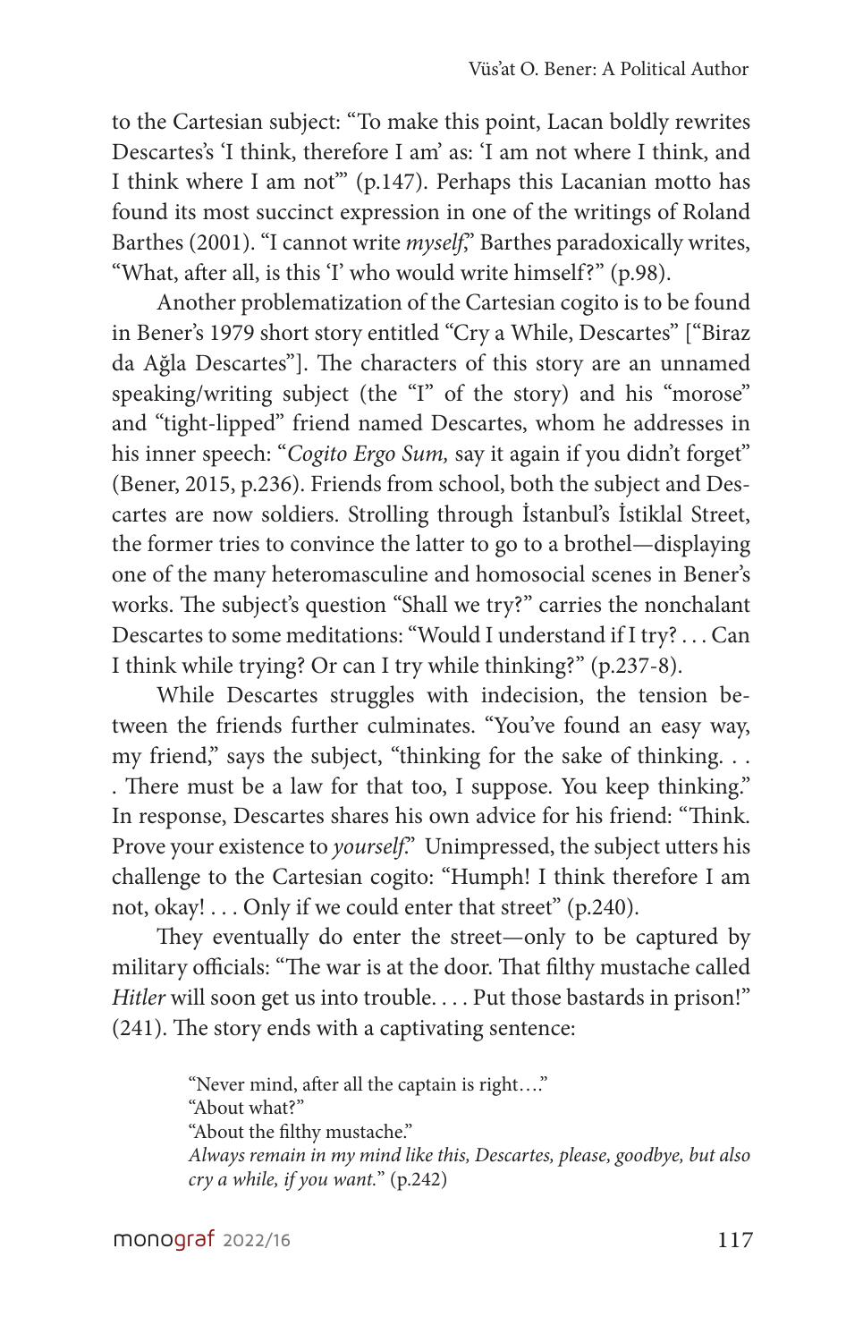to the Cartesian subject: "To make this point, Lacan boldly rewrites Descartes's 'I think, therefore I am' as: 'I am not where I think, and I think where I am not'" (p.147). Perhaps this Lacanian motto has found its most succinct expression in one of the writings of Roland Barthes (2001). "I cannot write *myself*," Barthes paradoxically writes, "What, after all, is this 'I' who would write himself?" (p.98).

Another problematization of the Cartesian cogito is to be found in Bener's 1979 short story entitled "Cry a While, Descartes" ["Biraz da Ağla Descartes"]. The characters of this story are an unnamed speaking/writing subject (the "I" of the story) and his "morose" and "tight-lipped" friend named Descartes, whom he addresses in his inner speech: "*Cogito Ergo Sum,* say it again if you didn't forget" (Bener, 2015, p.236). Friends from school, both the subject and Descartes are now soldiers. Strolling through İstanbul's İstiklal Street, the former tries to convince the latter to go to a brothel—displaying one of the many heteromasculine and homosocial scenes in Bener's works. The subject's question "Shall we try?" carries the nonchalant Descartes to some meditations: "Would I understand if I try? . . . Can I think while trying? Or can I try while thinking?" (p.237-8).

While Descartes struggles with indecision, the tension between the friends further culminates. "You've found an easy way, my friend," says the subject, "thinking for the sake of thinking. . . . There must be a law for that too, I suppose. You keep thinking." In response, Descartes shares his own advice for his friend: "Think. Prove your existence to *yourself*." Unimpressed, the subject utters his challenge to the Cartesian cogito: "Humph! I think therefore I am not, okay! . . . Only if we could enter that street" (p.240).

They eventually do enter the street—only to be captured by military officials: "The war is at the door. That filthy mustache called *Hitler* will soon get us into trouble. . . . Put those bastards in prison!" (241). The story ends with a captivating sentence:

> "Never mind, after all the captain is right…."
> "About what?"
> "About the filthy mustache."
> *Always remain in my mind like this, Descartes, please, goodbye, but also cry a while, if you want.*" (p.242)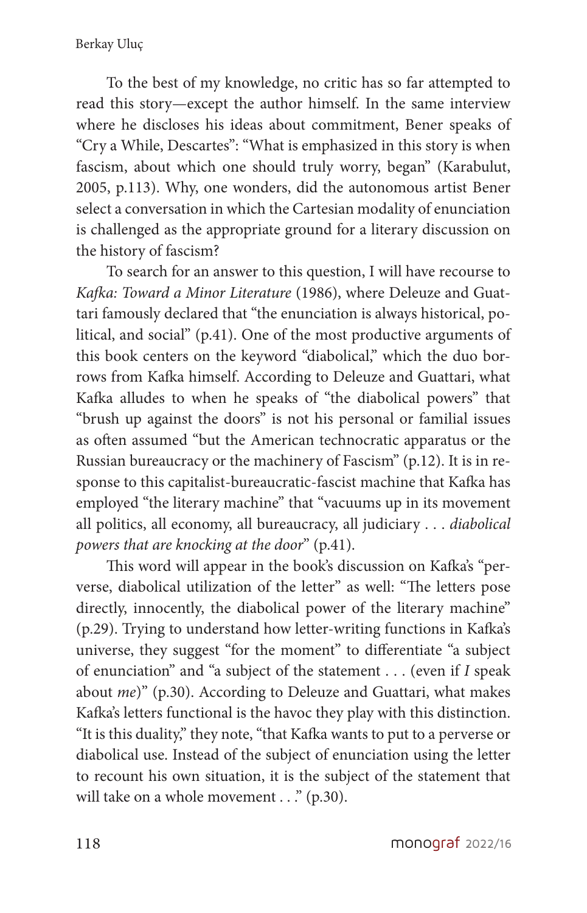To the best of my knowledge, no critic has so far attempted to read this story—except the author himself. In the same interview where he discloses his ideas about commitment, Bener speaks of "Cry a While, Descartes": "What is emphasized in this story is when fascism, about which one should truly worry, began" (Karabulut, 2005, p.113). Why, one wonders, did the autonomous artist Bener select a conversation in which the Cartesian modality of enunciation is challenged as the appropriate ground for a literary discussion on the history of fascism?

To search for an answer to this question, I will have recourse to *Kafka: Toward a Minor Literature* (1986), where Deleuze and Guattari famously declared that "the enunciation is always historical, political, and social" (p.41). One of the most productive arguments of this book centers on the keyword "diabolical," which the duo borrows from Kafka himself. According to Deleuze and Guattari, what Kafka alludes to when he speaks of "the diabolical powers" that "brush up against the doors" is not his personal or familial issues as often assumed "but the American technocratic apparatus or the Russian bureaucracy or the machinery of Fascism" (p.12). It is in response to this capitalist-bureaucratic-fascist machine that Kafka has employed "the literary machine" that "vacuums up in its movement all politics, all economy, all bureaucracy, all judiciary . . . *diabolical powers that are knocking at the door*" (p.41).

This word will appear in the book's discussion on Kafka's "perverse, diabolical utilization of the letter" as well: "The letters pose directly, innocently, the diabolical power of the literary machine" (p.29). Trying to understand how letter-writing functions in Kafka's universe, they suggest "for the moment" to differentiate "a subject of enunciation" and "a subject of the statement . . . (even if *I* speak about *me*)" (p.30). According to Deleuze and Guattari, what makes Kafka's letters functional is the havoc they play with this distinction. "It is this duality," they note, "that Kafka wants to put to a perverse or diabolical use. Instead of the subject of enunciation using the letter to recount his own situation, it is the subject of the statement that will take on a whole movement . . ." (p.30).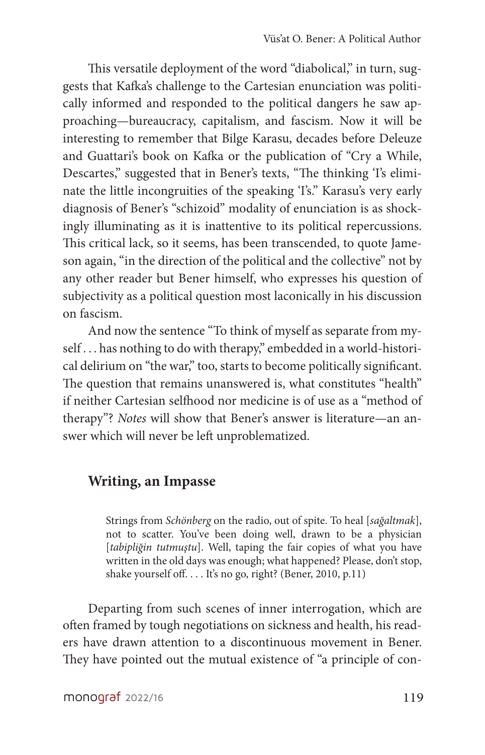This versatile deployment of the word "diabolical," in turn, suggests that Kafka's challenge to the Cartesian enunciation was politically informed and responded to the political dangers he saw approaching—bureaucracy, capitalism, and fascism. Now it will be interesting to remember that Bilge Karasu, decades before Deleuze and Guattari's book on Kafka or the publication of "Cry a While, Descartes," suggested that in Bener's texts, "The thinking 'I's eliminate the little incongruities of the speaking 'I's." Karasu's very early diagnosis of Bener's "schizoid" modality of enunciation is as shockingly illuminating as it is inattentive to its political repercussions. This critical lack, so it seems, has been transcended, to quote Jameson again, "in the direction of the political and the collective" not by any other reader but Bener himself, who expresses his question of subjectivity as a political question most laconically in his discussion on fascism.

And now the sentence "To think of myself as separate from myself . . . has nothing to do with therapy," embedded in a world-historical delirium on "the war," too, starts to become politically significant. The question that remains unanswered is, what constitutes "health" if neither Cartesian selfhood nor medicine is of use as a "method of therapy"? *Notes* will show that Bener's answer is literature—an answer which will never be left unproblematized.

## Writing, an Impasse

> Strings from *Schönberg* on the radio, out of spite. To heal [*sağaltmak*], not to scatter. You've been doing well, drawn to be a physician [*tabipliğin tutmuştu*]. Well, taping the fair copies of what you have written in the old days was enough; what happened? Please, don't stop, shake yourself off. . . . It's no go, right? (Bener, 2010, p.11)

Departing from such scenes of inner interrogation, which are often framed by tough negotiations on sickness and health, his readers have drawn attention to a discontinuous movement in Bener. They have pointed out the mutual existence of "a principle of con-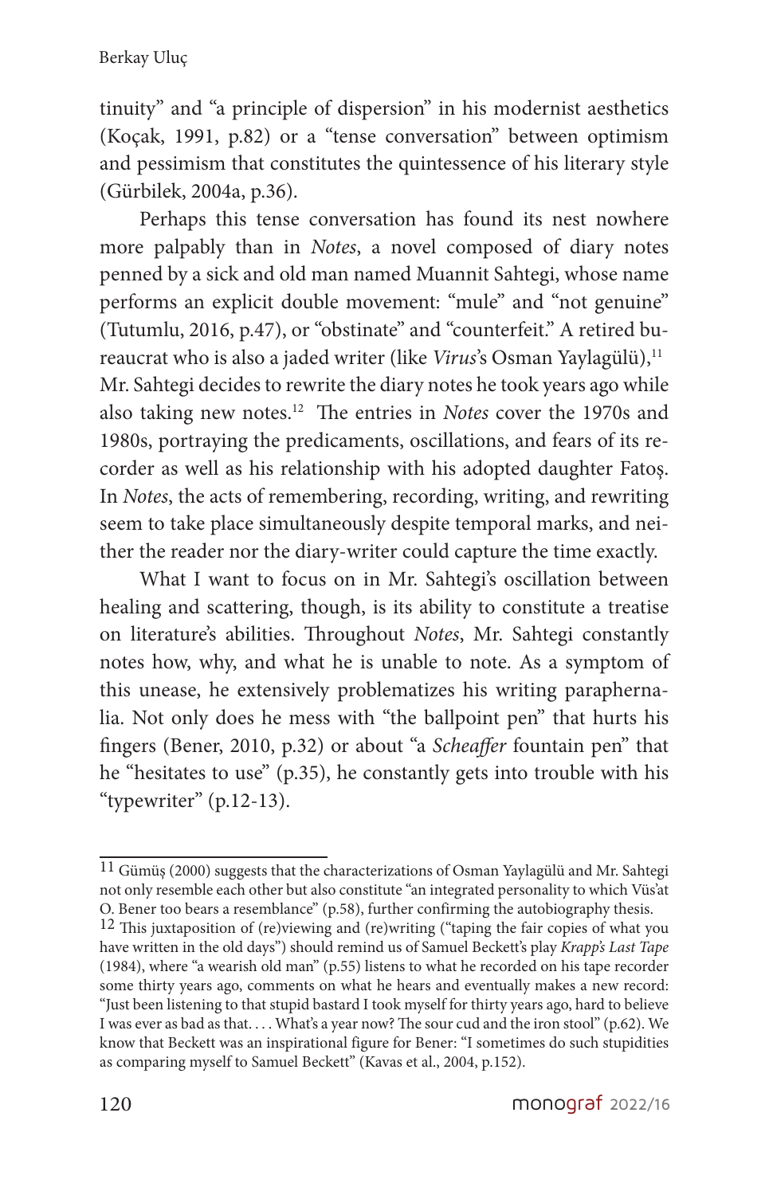tinuity" and "a principle of dispersion" in his modernist aesthetics (Koçak, 1991, p.82) or a "tense conversation" between optimism and pessimism that constitutes the quintessence of his literary style (Gürbilek, 2004a, p.36).

Perhaps this tense conversation has found its nest nowhere more palpably than in *Notes*, a novel composed of diary notes penned by a sick and old man named Muannit Sahtegi, whose name performs an explicit double movement: "mule" and "not genuine" (Tutumlu, 2016, p.47), or "obstinate" and "counterfeit." A retired bureaucrat who is also a jaded writer (like *Virus*'s Osman Yaylagülü),[11] Mr. Sahtegi decides to rewrite the diary notes he took years ago while also taking new notes.[12] The entries in *Notes* cover the 1970s and 1980s, portraying the predicaments, oscillations, and fears of its recorder as well as his relationship with his adopted daughter Fatoş. In *Notes*, the acts of remembering, recording, writing, and rewriting seem to take place simultaneously despite temporal marks, and neither the reader nor the diary-writer could capture the time exactly.

What I want to focus on in Mr. Sahtegi's oscillation between healing and scattering, though, is its ability to constitute a treatise on literature's abilities. Throughout *Notes*, Mr. Sahtegi constantly notes how, why, and what he is unable to note. As a symptom of this unease, he extensively problematizes his writing paraphernalia. Not only does he mess with "the ballpoint pen" that hurts his fingers (Bener, 2010, p.32) or about "a *Scheaffer* fountain pen" that he "hesitates to use" (p.35), he constantly gets into trouble with his "typewriter" (p.12-13).

---

[11] Gümüş (2000) suggests that the characterizations of Osman Yaylagülü and Mr. Sahtegi not only resemble each other but also constitute "an integrated personality to which Vüs'at O. Bener too bears a resemblance" (p.58), further confirming the autobiography thesis.

[12] This juxtaposition of (re)viewing and (re)writing ("taping the fair copies of what you have written in the old days") should remind us of Samuel Beckett's play *Krapp's Last Tape* (1984), where "a wearish old man" (p.55) listens to what he recorded on his tape recorder some thirty years ago, comments on what he hears and eventually makes a new record: "Just been listening to that stupid bastard I took myself for thirty years ago, hard to believe I was ever as bad as that. . . . What's a year now? The sour cud and the iron stool" (p.62). We know that Beckett was an inspirational figure for Bener: "I sometimes do such stupidities as comparing myself to Samuel Beckett" (Kavas et al., 2004, p.152).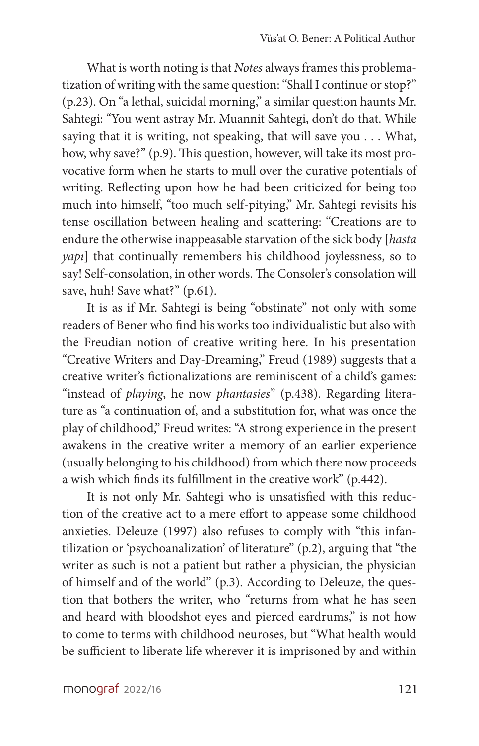What is worth noting is that *Notes* always frames this problematization of writing with the same question: "Shall I continue or stop?" (p.23). On "a lethal, suicidal morning," a similar question haunts Mr. Sahtegi: "You went astray Mr. Muannit Sahtegi, don't do that. While saying that it is writing, not speaking, that will save you . . . What, how, why save?" (p.9). This question, however, will take its most provocative form when he starts to mull over the curative potentials of writing. Reflecting upon how he had been criticized for being too much into himself, "too much self-pitying," Mr. Sahtegi revisits his tense oscillation between healing and scattering: "Creations are to endure the otherwise inappeasable starvation of the sick body [*hasta yapı*] that continually remembers his childhood joylessness, so to say! Self-consolation, in other words. The Consoler's consolation will save, huh! Save what?" (p.61).

It is as if Mr. Sahtegi is being "obstinate" not only with some readers of Bener who find his works too individualistic but also with the Freudian notion of creative writing here. In his presentation "Creative Writers and Day-Dreaming," Freud (1989) suggests that a creative writer's fictionalizations are reminiscent of a child's games: "instead of *playing*, he now *phantasies*" (p.438). Regarding literature as "a continuation of, and a substitution for, what was once the play of childhood," Freud writes: "A strong experience in the present awakens in the creative writer a memory of an earlier experience (usually belonging to his childhood) from which there now proceeds a wish which finds its fulfillment in the creative work" (p.442).

It is not only Mr. Sahtegi who is unsatisfied with this reduction of the creative act to a mere effort to appease some childhood anxieties. Deleuze (1997) also refuses to comply with "this infantilization or 'psychoanalization' of literature" (p.2), arguing that "the writer as such is not a patient but rather a physician, the physician of himself and of the world" (p.3). According to Deleuze, the question that bothers the writer, who "returns from what he has seen and heard with bloodshot eyes and pierced eardrums," is not how to come to terms with childhood neuroses, but "What health would be sufficient to liberate life wherever it is imprisoned by and within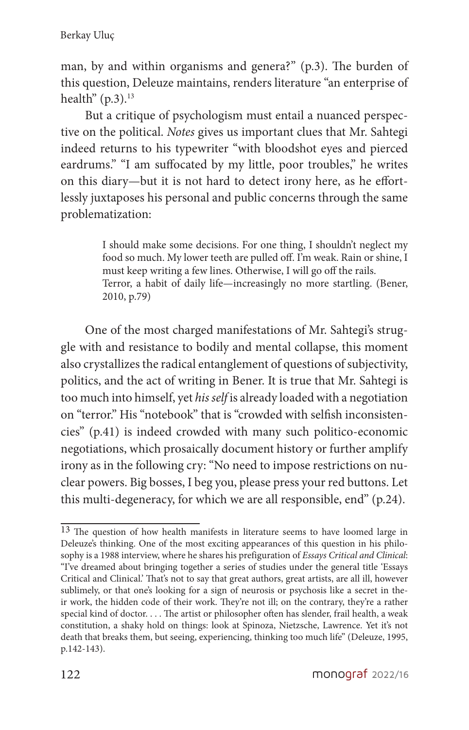man, by and within organisms and genera?" (p.3). The burden of this question, Deleuze maintains, renders literature "an enterprise of health" (p.3).[13]

But a critique of psychologism must entail a nuanced perspective on the political. *Notes* gives us important clues that Mr. Sahtegi indeed returns to his typewriter "with bloodshot eyes and pierced eardrums." "I am suffocated by my little, poor troubles," he writes on this diary—but it is not hard to detect irony here, as he effortlessly juxtaposes his personal and public concerns through the same problematization:

> I should make some decisions. For one thing, I shouldn't neglect my food so much. My lower teeth are pulled off. I'm weak. Rain or shine, I must keep writing a few lines. Otherwise, I will go off the rails.
> Terror, a habit of daily life—increasingly no more startling. (Bener, 2010, p.79)

One of the most charged manifestations of Mr. Sahtegi's struggle with and resistance to bodily and mental collapse, this moment also crystallizes the radical entanglement of questions of subjectivity, politics, and the act of writing in Bener. It is true that Mr. Sahtegi is too much into himself, yet *his self* is already loaded with a negotiation on "terror." His "notebook" that is "crowded with selfish inconsistencies" (p.41) is indeed crowded with many such politico-economic negotiations, which prosaically document history or further amplify irony as in the following cry: "No need to impose restrictions on nuclear powers. Big bosses, I beg you, please press your red buttons. Let this multi-degeneracy, for which we are all responsible, end" (p.24).

---

[13] The question of how health manifests in literature seems to have loomed large in Deleuze's thinking. One of the most exciting appearances of this question in his philosophy is a 1988 interview, where he shares his prefiguration of *Essays Critical and Clinical*: "I've dreamed about bringing together a series of studies under the general title 'Essays Critical and Clinical.' That's not to say that great authors, great artists, are all ill, however sublimely, or that one's looking for a sign of neurosis or psychosis like a secret in their work, the hidden code of their work. They're not ill; on the contrary, they're a rather special kind of doctor. . . . The artist or philosopher often has slender, frail health, a weak constitution, a shaky hold on things: look at Spinoza, Nietzsche, Lawrence. Yet it's not death that breaks them, but seeing, experiencing, thinking too much life" (Deleuze, 1995, p.142-143).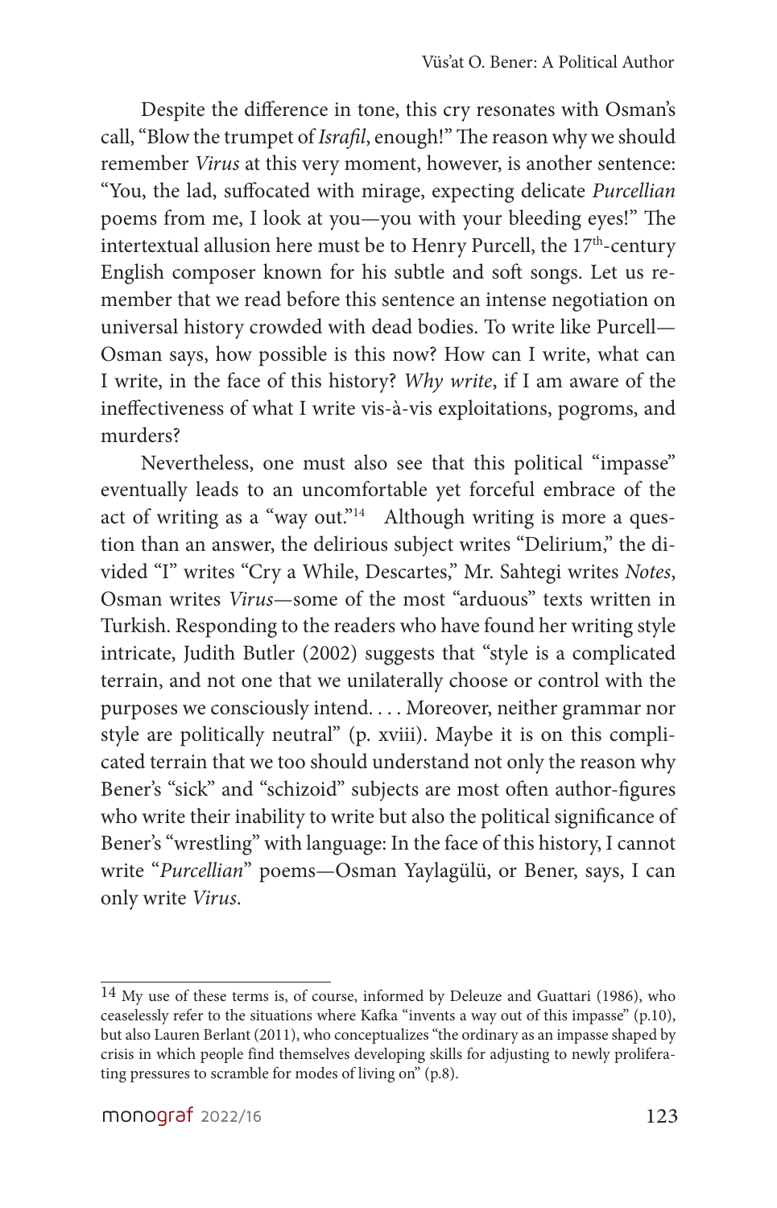Despite the difference in tone, this cry resonates with Osman's call, "Blow the trumpet of *Israfil*, enough!" The reason why we should remember *Virus* at this very moment, however, is another sentence: "You, the lad, suffocated with mirage, expecting delicate *Purcellian* poems from me, I look at you—you with your bleeding eyes!" The intertextual allusion here must be to Henry Purcell, the 17th-century English composer known for his subtle and soft songs. Let us remember that we read before this sentence an intense negotiation on universal history crowded with dead bodies. To write like Purcell—Osman says, how possible is this now? How can I write, what can I write, in the face of this history? *Why write*, if I am aware of the ineffectiveness of what I write vis-à-vis exploitations, pogroms, and murders?

Nevertheless, one must also see that this political "impasse" eventually leads to an uncomfortable yet forceful embrace of the act of writing as a "way out."[14] Although writing is more a question than an answer, the delirious subject writes "Delirium," the divided "I" writes "Cry a While, Descartes," Mr. Sahtegi writes *Notes*, Osman writes *Virus*—some of the most "arduous" texts written in Turkish. Responding to the readers who have found her writing style intricate, Judith Butler (2002) suggests that "style is a complicated terrain, and not one that we unilaterally choose or control with the purposes we consciously intend. . . . Moreover, neither grammar nor style are politically neutral" (p. xviii). Maybe it is on this complicated terrain that we too should understand not only the reason why Bener's "sick" and "schizoid" subjects are most often author-figures who write their inability to write but also the political significance of Bener's "wrestling" with language: In the face of this history, I cannot write "*Purcellian*" poems—Osman Yaylagülü, or Bener, says, I can only write *Virus*.

---

14 My use of these terms is, of course, informed by Deleuze and Guattari (1986), who ceaselessly refer to the situations where Kafka "invents a way out of this impasse" (p.10), but also Lauren Berlant (2011), who conceptualizes "the ordinary as an impasse shaped by crisis in which people find themselves developing skills for adjusting to newly proliferating pressures to scramble for modes of living on" (p.8).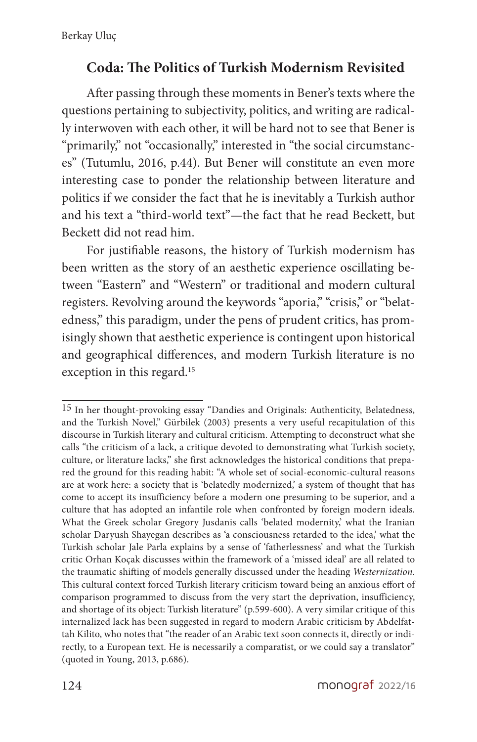## Coda: The Politics of Turkish Modernism Revisited

After passing through these moments in Bener's texts where the questions pertaining to subjectivity, politics, and writing are radically interwoven with each other, it will be hard not to see that Bener is "primarily," not "occasionally," interested in "the social circumstances" (Tutumlu, 2016, p.44). But Bener will constitute an even more interesting case to ponder the relationship between literature and politics if we consider the fact that he is inevitably a Turkish author and his text a "third-world text"—the fact that he read Beckett, but Beckett did not read him.

For justifiable reasons, the history of Turkish modernism has been written as the story of an aesthetic experience oscillating between "Eastern" and "Western" or traditional and modern cultural registers. Revolving around the keywords "aporia," "crisis," or "belatedness," this paradigm, under the pens of prudent critics, has promisingly shown that aesthetic experience is contingent upon historical and geographical differences, and modern Turkish literature is no exception in this regard.[15]

---

[15] In her thought-provoking essay "Dandies and Originals: Authenticity, Belatedness, and the Turkish Novel," Gürbilek (2003) presents a very useful recapitulation of this discourse in Turkish literary and cultural criticism. Attempting to deconstruct what she calls "the criticism of a lack, a critique devoted to demonstrating what Turkish society, culture, or literature lacks," she first acknowledges the historical conditions that prepared the ground for this reading habit: "A whole set of social-economic-cultural reasons are at work here: a society that is 'belatedly modernized,' a system of thought that has come to accept its insufficiency before a modern one presuming to be superior, and a culture that has adopted an infantile role when confronted by foreign modern ideals. What the Greek scholar Gregory Jusdanis calls 'belated modernity,' what the Iranian scholar Daryush Shayegan describes as 'a consciousness retarded to the idea,' what the Turkish scholar Jale Parla explains by a sense of 'fatherlessness' and what the Turkish critic Orhan Koçak discusses within the framework of a 'missed ideal' are all related to the traumatic shifting of models generally discussed under the heading *Westernization*. This cultural context forced Turkish literary criticism toward being an anxious effort of comparison programmed to discuss from the very start the deprivation, insufficiency, and shortage of its object: Turkish literature" (p.599-600). A very similar critique of this internalized lack has been suggested in regard to modern Arabic criticism by Abdelfattah Kilito, who notes that "the reader of an Arabic text soon connects it, directly or indirectly, to a European text. He is necessarily a comparatist, or we could say a translator" (quoted in Young, 2013, p.686).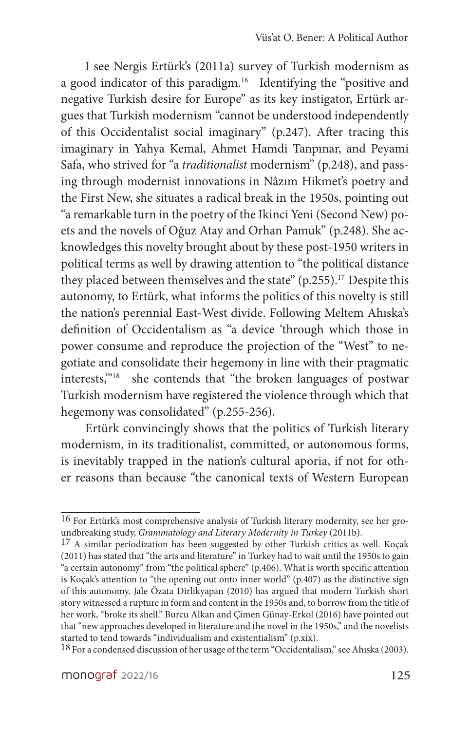I see Nergis Ertürk's (2011a) survey of Turkish modernism as a good indicator of this paradigm.[16] Identifying the "positive and negative Turkish desire for Europe" as its key instigator, Ertürk argues that Turkish modernism "cannot be understood independently of this Occidentalist social imaginary" (p.247). After tracing this imaginary in Yahya Kemal, Ahmet Hamdi Tanpınar, and Peyami Safa, who strived for "a *traditionalist* modernism" (p.248), and passing through modernist innovations in Nâzım Hikmet's poetry and the First New, she situates a radical break in the 1950s, pointing out "a remarkable turn in the poetry of the Ikinci Yeni (Second New) poets and the novels of Oğuz Atay and Orhan Pamuk" (p.248). She acknowledges this novelty brought about by these post-1950 writers in political terms as well by drawing attention to "the political distance they placed between themselves and the state" (p.255).[17] Despite this autonomy, to Ertürk, what informs the politics of this novelty is still the nation's perennial East-West divide. Following Meltem Ahıska's definition of Occidentalism as "a device 'through which those in power consume and reproduce the projection of the "West" to negotiate and consolidate their hegemony in line with their pragmatic interests,'"[18] she contends that "the broken languages of postwar Turkish modernism have registered the violence through which that hegemony was consolidated" (p.255-256).

Ertürk convincingly shows that the politics of Turkish literary modernism, in its traditionalist, committed, or autonomous forms, is inevitably trapped in the nation's cultural aporia, if not for other reasons than because "the canonical texts of Western European

---

16 For Ertürk's most comprehensive analysis of Turkish literary modernity, see her groundbreaking study, *Grammatology and Literary Modernity in Turkey* (2011b).

17 A similar periodization has been suggested by other Turkish critics as well. Koçak (2011) has stated that "the arts and literature" in Turkey had to wait until the 1950s to gain "a certain autonomy" from "the political sphere" (p.406). What is worth specific attention is Koçak's attention to "the opening out onto inner world" (p.407) as the distinctive sign of this autonomy. Jale Özata Dirlikyapan (2010) has argued that modern Turkish short story witnessed a rupture in form and content in the 1950s and, to borrow from the title of her work, "broke its shell." Burcu Alkan and Çimen Günay-Erkol (2016) have pointed out that "new approaches developed in literature and the novel in the 1950s," and the novelists started to tend towards "individualism and existentialism" (p.xix).

18 For a condensed discussion of her usage of the term "Occidentalism," see Ahıska (2003).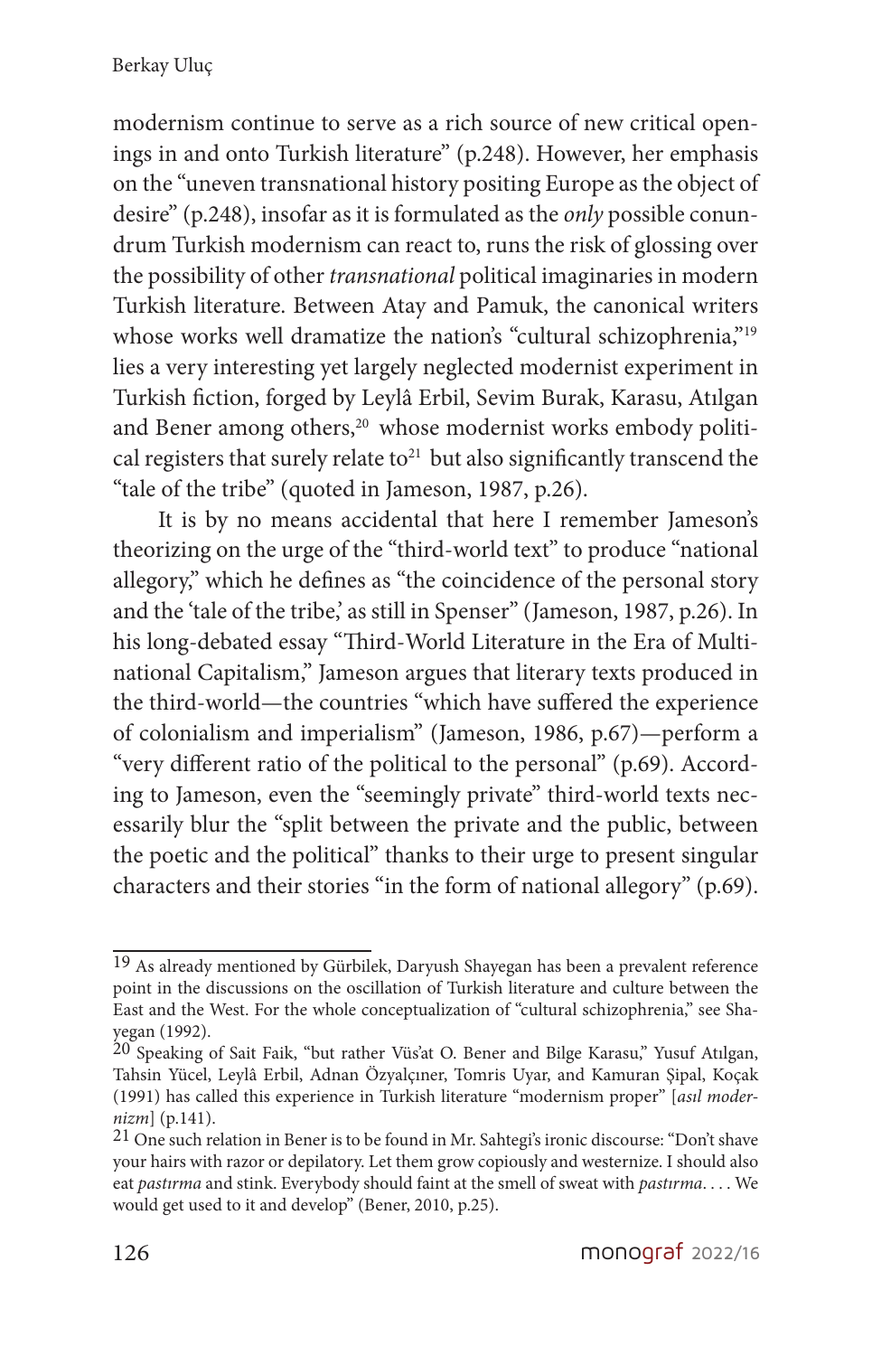modernism continue to serve as a rich source of new critical openings in and onto Turkish literature" (p.248). However, her emphasis on the "uneven transnational history positing Europe as the object of desire" (p.248), insofar as it is formulated as the *only* possible conundrum Turkish modernism can react to, runs the risk of glossing over the possibility of other *transnational* political imaginaries in modern Turkish literature. Between Atay and Pamuk, the canonical writers whose works well dramatize the nation's "cultural schizophrenia,"[19] lies a very interesting yet largely neglected modernist experiment in Turkish fiction, forged by Leylâ Erbil, Sevim Burak, Karasu, Atılgan and Bener among others,[20] whose modernist works embody political registers that surely relate to[21] but also significantly transcend the "tale of the tribe" (quoted in Jameson, 1987, p.26).

It is by no means accidental that here I remember Jameson's theorizing on the urge of the "third-world text" to produce "national allegory," which he defines as "the coincidence of the personal story and the 'tale of the tribe,' as still in Spenser" (Jameson, 1987, p.26). In his long-debated essay "Third-World Literature in the Era of Multinational Capitalism," Jameson argues that literary texts produced in the third-world—the countries "which have suffered the experience of colonialism and imperialism" (Jameson, 1986, p.67)—perform a "very different ratio of the political to the personal" (p.69). According to Jameson, even the "seemingly private" third-world texts necessarily blur the "split between the private and the public, between the poetic and the political" thanks to their urge to present singular characters and their stories "in the form of national allegory" (p.69).

---

[19] As already mentioned by Gürbilek, Daryush Shayegan has been a prevalent reference point in the discussions on the oscillation of Turkish literature and culture between the East and the West. For the whole conceptualization of "cultural schizophrenia," see Shayegan (1992).

[20] Speaking of Sait Faik, "but rather Vüs'at O. Bener and Bilge Karasu," Yusuf Atılgan, Tahsin Yücel, Leylâ Erbil, Adnan Özyalçıner, Tomris Uyar, and Kamuran Şipal, Koçak (1991) has called this experience in Turkish literature "modernism proper" [*asıl modernizm*] (p.141).

[21] One such relation in Bener is to be found in Mr. Sahtegi's ironic discourse: "Don't shave your hairs with razor or depilatory. Let them grow copiously and westernize. I should also eat *pastırma* and stink. Everybody should faint at the smell of sweat with *pastırma*. . . . We would get used to it and develop" (Bener, 2010, p.25).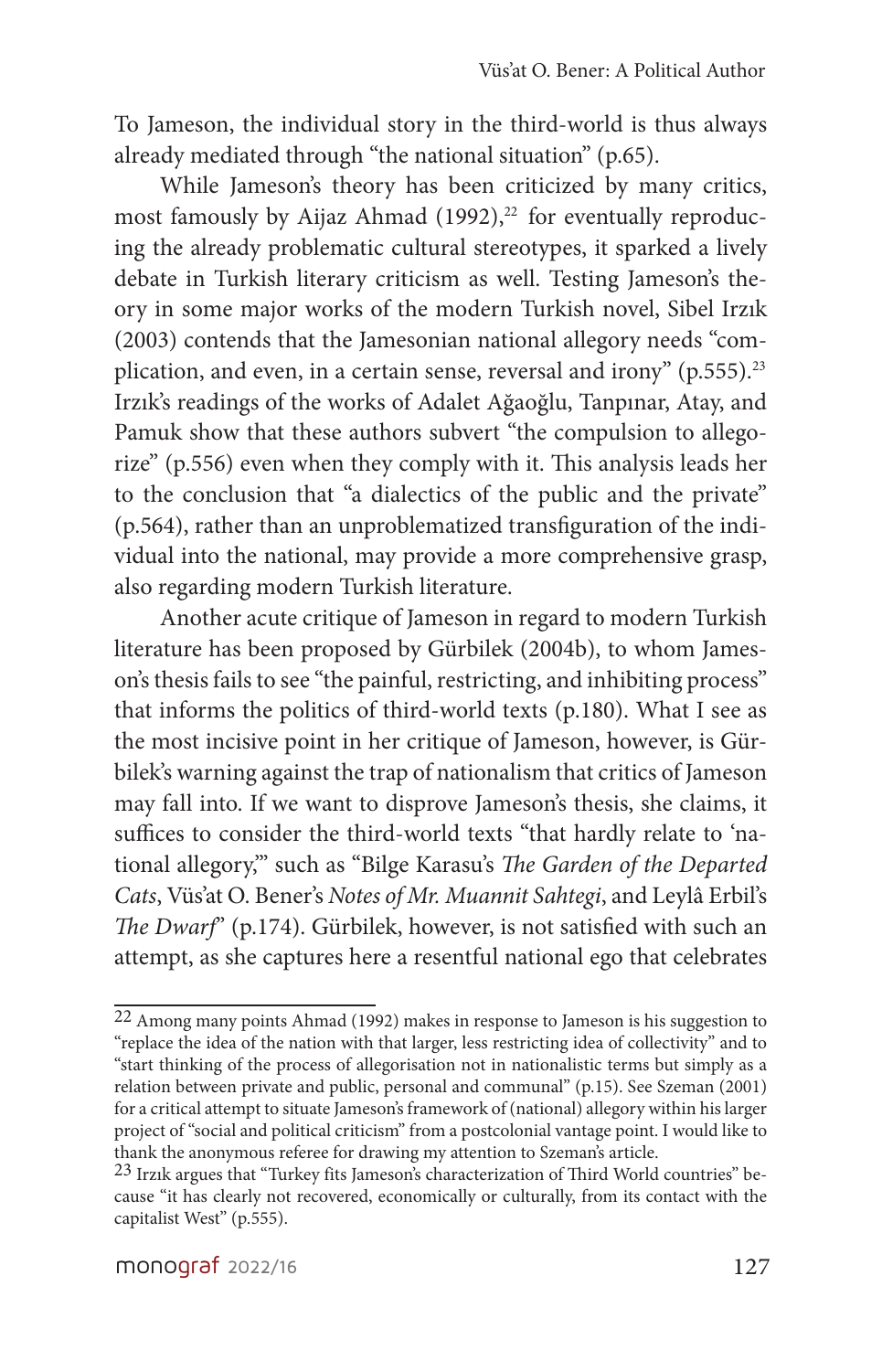To Jameson, the individual story in the third-world is thus always already mediated through "the national situation" (p.65).

While Jameson's theory has been criticized by many critics, most famously by Aijaz Ahmad (1992),[22] for eventually reproducing the already problematic cultural stereotypes, it sparked a lively debate in Turkish literary criticism as well. Testing Jameson's theory in some major works of the modern Turkish novel, Sibel Irzık (2003) contends that the Jamesonian national allegory needs "complication, and even, in a certain sense, reversal and irony" (p.555).[23] Irzık's readings of the works of Adalet Ağaoğlu, Tanpınar, Atay, and Pamuk show that these authors subvert "the compulsion to allegorize" (p.556) even when they comply with it. This analysis leads her to the conclusion that "a dialectics of the public and the private" (p.564), rather than an unproblematized transfiguration of the individual into the national, may provide a more comprehensive grasp, also regarding modern Turkish literature.

Another acute critique of Jameson in regard to modern Turkish literature has been proposed by Gürbilek (2004b), to whom Jameson's thesis fails to see "the painful, restricting, and inhibiting process" that informs the politics of third-world texts (p.180). What I see as the most incisive point in her critique of Jameson, however, is Gürbilek's warning against the trap of nationalism that critics of Jameson may fall into. If we want to disprove Jameson's thesis, she claims, it suffices to consider the third-world texts "that hardly relate to 'national allegory,'" such as "Bilge Karasu's *The Garden of the Departed Cats*, Vüs'at O. Bener's *Notes of Mr. Muannit Sahtegi*, and Leylâ Erbil's *The Dwarf*" (p.174). Gürbilek, however, is not satisfied with such an attempt, as she captures here a resentful national ego that celebrates

---

[22] Among many points Ahmad (1992) makes in response to Jameson is his suggestion to "replace the idea of the nation with that larger, less restricting idea of collectivity" and to "start thinking of the process of allegorisation not in nationalistic terms but simply as a relation between private and public, personal and communal" (p.15). See Szeman (2001) for a critical attempt to situate Jameson's framework of (national) allegory within his larger project of "social and political criticism" from a postcolonial vantage point. I would like to thank the anonymous referee for drawing my attention to Szeman's article.

[23] Irzık argues that "Turkey fits Jameson's characterization of Third World countries" because "it has clearly not recovered, economically or culturally, from its contact with the capitalist West" (p.555).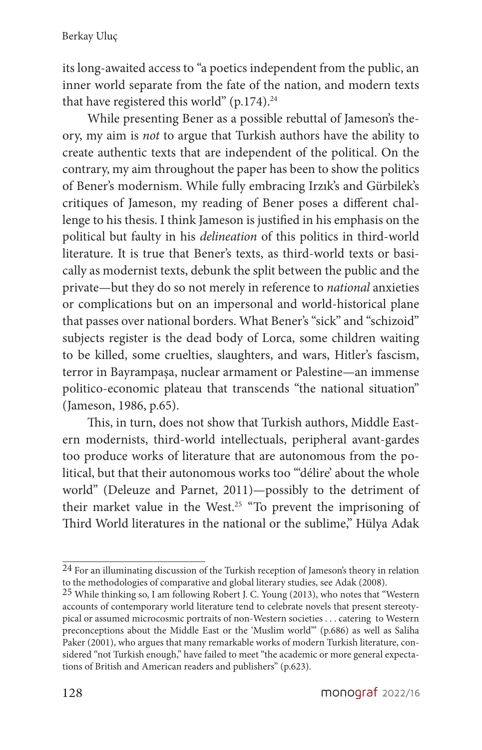its long-awaited access to "a poetics independent from the public, an inner world separate from the fate of the nation, and modern texts that have registered this world" (p.174).[24]

While presenting Bener as a possible rebuttal of Jameson's theory, my aim is *not* to argue that Turkish authors have the ability to create authentic texts that are independent of the political. On the contrary, my aim throughout the paper has been to show the politics of Bener's modernism. While fully embracing Irzık's and Gürbilek's critiques of Jameson, my reading of Bener poses a different challenge to his thesis. I think Jameson is justified in his emphasis on the political but faulty in his *delineation* of this politics in third-world literature. It is true that Bener's texts, as third-world texts or basically as modernist texts, debunk the split between the public and the private—but they do so not merely in reference to *national* anxieties or complications but on an impersonal and world-historical plane that passes over national borders. What Bener's "sick" and "schizoid" subjects register is the dead body of Lorca, some children waiting to be killed, some cruelties, slaughters, and wars, Hitler's fascism, terror in Bayrampaşa, nuclear armament or Palestine—an immense politico-economic plateau that transcends "the national situation" (Jameson, 1986, p.65).

This, in turn, does not show that Turkish authors, Middle Eastern modernists, third-world intellectuals, peripheral avant-gardes too produce works of literature that are autonomous from the political, but that their autonomous works too "'délire' about the whole world" (Deleuze and Parnet, 2011)—possibly to the detriment of their market value in the West.[25] "To prevent the imprisoning of Third World literatures in the national or the sublime," Hülya Adak

---

[24] For an illuminating discussion of the Turkish reception of Jameson's theory in relation to the methodologies of comparative and global literary studies, see Adak (2008).

[25] While thinking so, I am following Robert J. C. Young (2013), who notes that "Western accounts of contemporary world literature tend to celebrate novels that present stereotypical or assumed microcosmic portraits of non-Western societies . . . catering to Western preconceptions about the Middle East or the 'Muslim world'" (p.686) as well as Saliha Paker (2001), who argues that many remarkable works of modern Turkish literature, considered "not Turkish enough," have failed to meet "the academic or more general expectations of British and American readers and publishers" (p.623).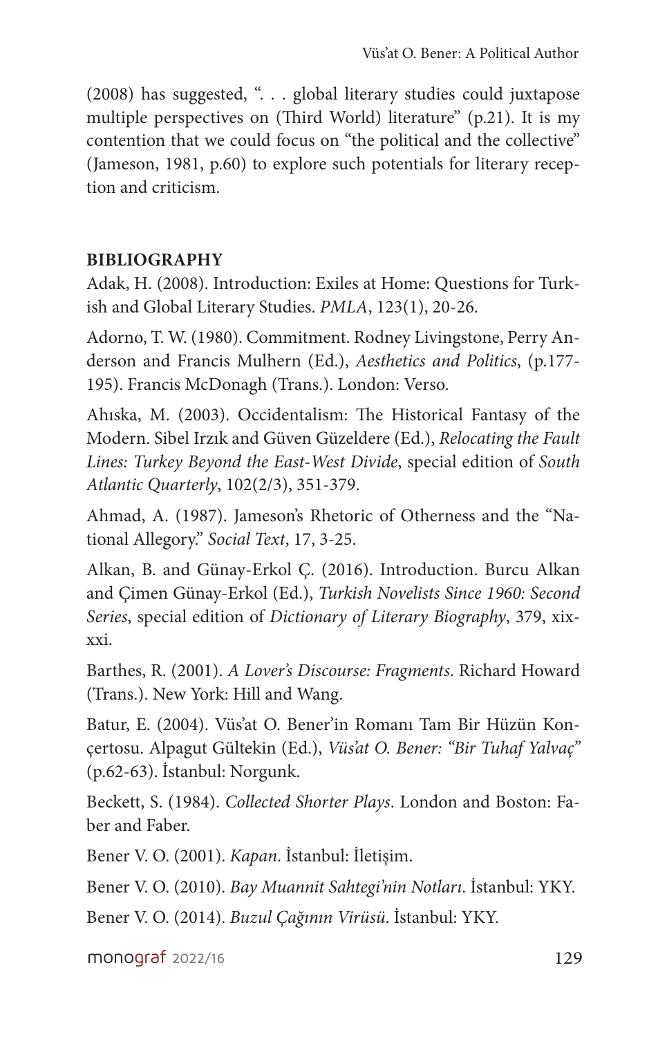(2008) has suggested, ". . . global literary studies could juxtapose multiple perspectives on (Third World) literature" (p.21). It is my contention that we could focus on "the political and the collective" (Jameson, 1981, p.60) to explore such potentials for literary reception and criticism.

## BIBLIOGRAPHY

Adak, H. (2008). Introduction: Exiles at Home: Questions for Turkish and Global Literary Studies. *PMLA*, 123(1), 20-26.

Adorno, T. W. (1980). Commitment. Rodney Livingstone, Perry Anderson and Francis Mulhern (Ed.), *Aesthetics and Politics*, (p.177-195). Francis McDonagh (Trans.). London: Verso.

Ahıska, M. (2003). Occidentalism: The Historical Fantasy of the Modern. Sibel Irzık and Güven Güzeldere (Ed.), *Relocating the Fault Lines: Turkey Beyond the East-West Divide*, special edition of *South Atlantic Quarterly*, 102(2/3), 351-379.

Ahmad, A. (1987). Jameson's Rhetoric of Otherness and the "National Allegory." *Social Text*, 17, 3-25.

Alkan, B. and Günay-Erkol Ç. (2016). Introduction. Burcu Alkan and Çimen Günay-Erkol (Ed.), *Turkish Novelists Since 1960: Second Series*, special edition of *Dictionary of Literary Biography*, 379, xix-xxi.

Barthes, R. (2001). *A Lover's Discourse: Fragments*. Richard Howard (Trans.). New York: Hill and Wang.

Batur, E. (2004). Vüs'at O. Bener'in Romanı Tam Bir Hüzün Konçertosu. Alpagut Gültekin (Ed.), *Vüs'at O. Bener: "Bir Tuhaf Yalvaç"* (p.62-63). İstanbul: Norgunk.

Beckett, S. (1984). *Collected Shorter Plays*. London and Boston: Faber and Faber.

Bener V. O. (2001). *Kapan*. İstanbul: İletişim.

Bener V. O. (2010). *Bay Muannit Sahtegi'nin Notları*. İstanbul: YKY.

Bener V. O. (2014). *Buzul Çağının Virüsü*. İstanbul: YKY.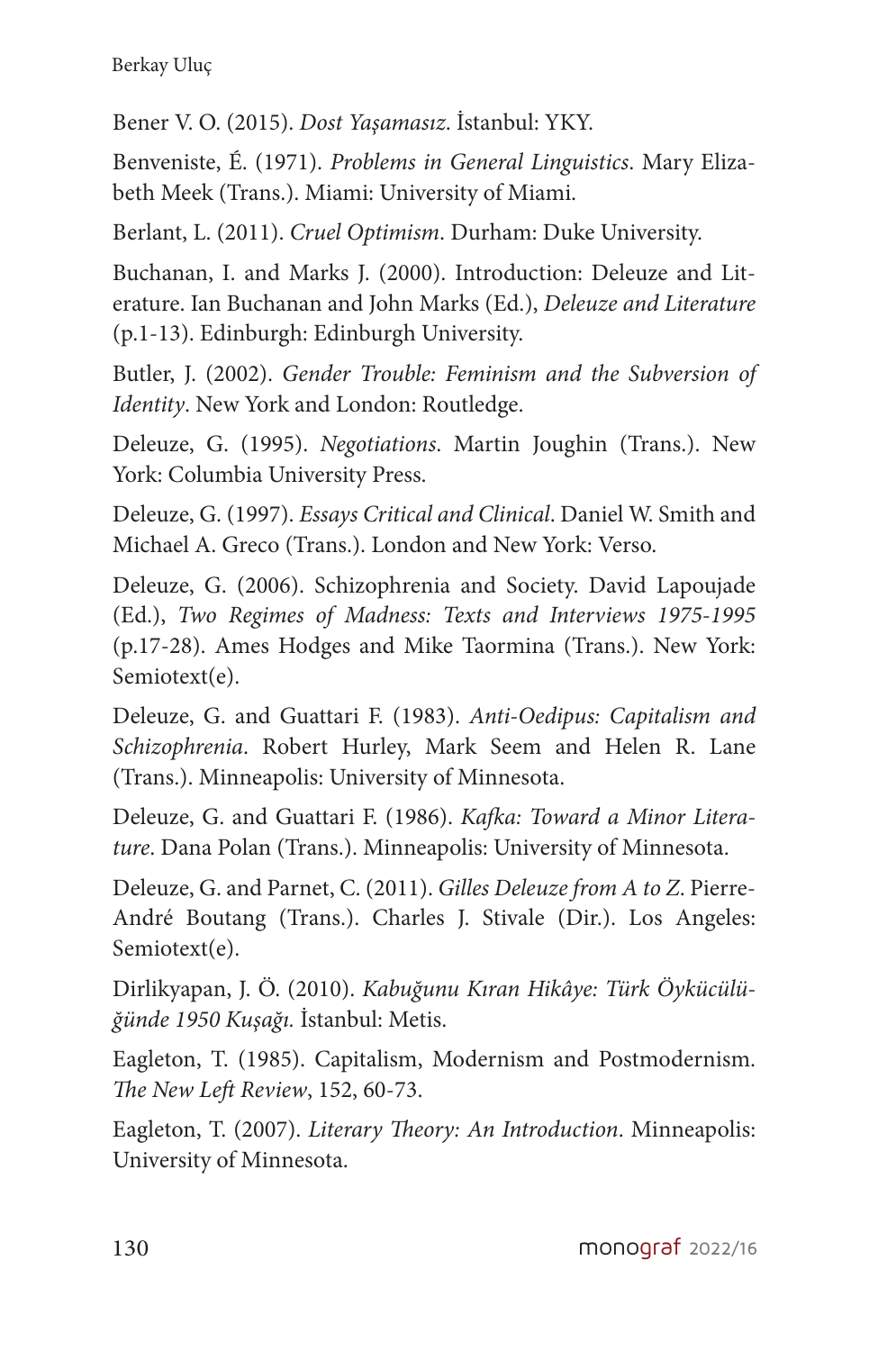Bener V. O. (2015). *Dost Yaşamasız*. İstanbul: YKY.

Benveniste, É. (1971). *Problems in General Linguistics*. Mary Elizabeth Meek (Trans.). Miami: University of Miami.

Berlant, L. (2011). *Cruel Optimism*. Durham: Duke University.

Buchanan, I. and Marks J. (2000). Introduction: Deleuze and Literature. Ian Buchanan and John Marks (Ed.), *Deleuze and Literature* (p.1-13). Edinburgh: Edinburgh University.

Butler, J. (2002). *Gender Trouble: Feminism and the Subversion of Identity*. New York and London: Routledge.

Deleuze, G. (1995). *Negotiations*. Martin Joughin (Trans.). New York: Columbia University Press.

Deleuze, G. (1997). *Essays Critical and Clinical*. Daniel W. Smith and Michael A. Greco (Trans.). London and New York: Verso.

Deleuze, G. (2006). Schizophrenia and Society. David Lapoujade (Ed.), *Two Regimes of Madness: Texts and Interviews 1975-1995* (p.17-28). Ames Hodges and Mike Taormina (Trans.). New York: Semiotext(e).

Deleuze, G. and Guattari F. (1983). *Anti-Oedipus: Capitalism and Schizophrenia*. Robert Hurley, Mark Seem and Helen R. Lane (Trans.). Minneapolis: University of Minnesota.

Deleuze, G. and Guattari F. (1986). *Kafka: Toward a Minor Literature*. Dana Polan (Trans.). Minneapolis: University of Minnesota.

Deleuze, G. and Parnet, C. (2011). *Gilles Deleuze from A to Z*. Pierre-André Boutang (Trans.). Charles J. Stivale (Dir.). Los Angeles: Semiotext(e).

Dirlikyapan, J. Ö. (2010). *Kabuğunu Kıran Hikâye: Türk Öykücülüğünde 1950 Kuşağı*. İstanbul: Metis.

Eagleton, T. (1985). Capitalism, Modernism and Postmodernism. *The New Left Review*, 152, 60-73.

Eagleton, T. (2007). *Literary Theory: An Introduction*. Minneapolis: University of Minnesota.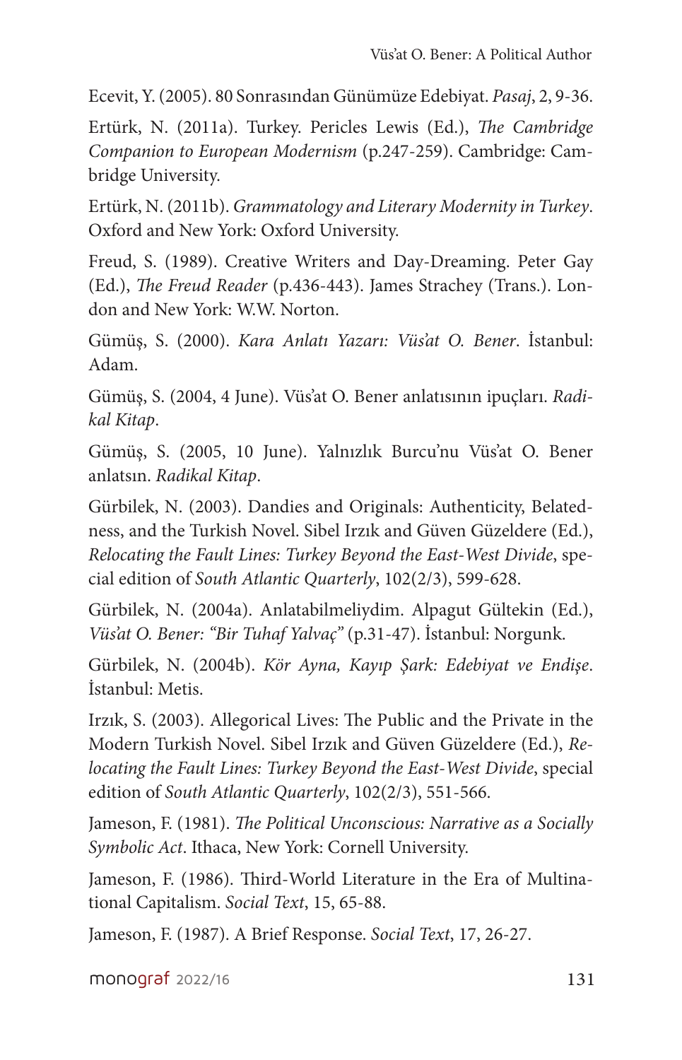Ecevit, Y. (2005). 80 Sonrasından Günümüze Edebiyat. *Pasaj*, 2, 9-36.

Ertürk, N. (2011a). Turkey. Pericles Lewis (Ed.), *The Cambridge Companion to European Modernism* (p.247-259). Cambridge: Cambridge University.

Ertürk, N. (2011b). *Grammatology and Literary Modernity in Turkey*. Oxford and New York: Oxford University.

Freud, S. (1989). Creative Writers and Day-Dreaming. Peter Gay (Ed.), *The Freud Reader* (p.436-443). James Strachey (Trans.). London and New York: W.W. Norton.

Gümüş, S. (2000). *Kara Anlatı Yazarı: Vüs'at O. Bener*. İstanbul: Adam.

Gümüş, S. (2004, 4 June). Vüs'at O. Bener anlatısının ipuçları. *Radikal Kitap*.

Gümüş, S. (2005, 10 June). Yalnızlık Burcu'nu Vüs'at O. Bener anlatsın. *Radikal Kitap*.

Gürbilek, N. (2003). Dandies and Originals: Authenticity, Belatedness, and the Turkish Novel. Sibel Irzık and Güven Güzeldere (Ed.), *Relocating the Fault Lines: Turkey Beyond the East-West Divide*, special edition of *South Atlantic Quarterly*, 102(2/3), 599-628.

Gürbilek, N. (2004a). Anlatabilmeliydim. Alpagut Gültekin (Ed.), *Vüs'at O. Bener: "Bir Tuhaf Yalvaç"* (p.31-47). İstanbul: Norgunk.

Gürbilek, N. (2004b). *Kör Ayna, Kayıp Şark: Edebiyat ve Endişe*. İstanbul: Metis.

Irzık, S. (2003). Allegorical Lives: The Public and the Private in the Modern Turkish Novel. Sibel Irzık and Güven Güzeldere (Ed.), *Relocating the Fault Lines: Turkey Beyond the East-West Divide*, special edition of *South Atlantic Quarterly*, 102(2/3), 551-566.

Jameson, F. (1981). *The Political Unconscious: Narrative as a Socially Symbolic Act*. Ithaca, New York: Cornell University.

Jameson, F. (1986). Third-World Literature in the Era of Multinational Capitalism. *Social Text*, 15, 65-88.

Jameson, F. (1987). A Brief Response. *Social Text*, 17, 26-27.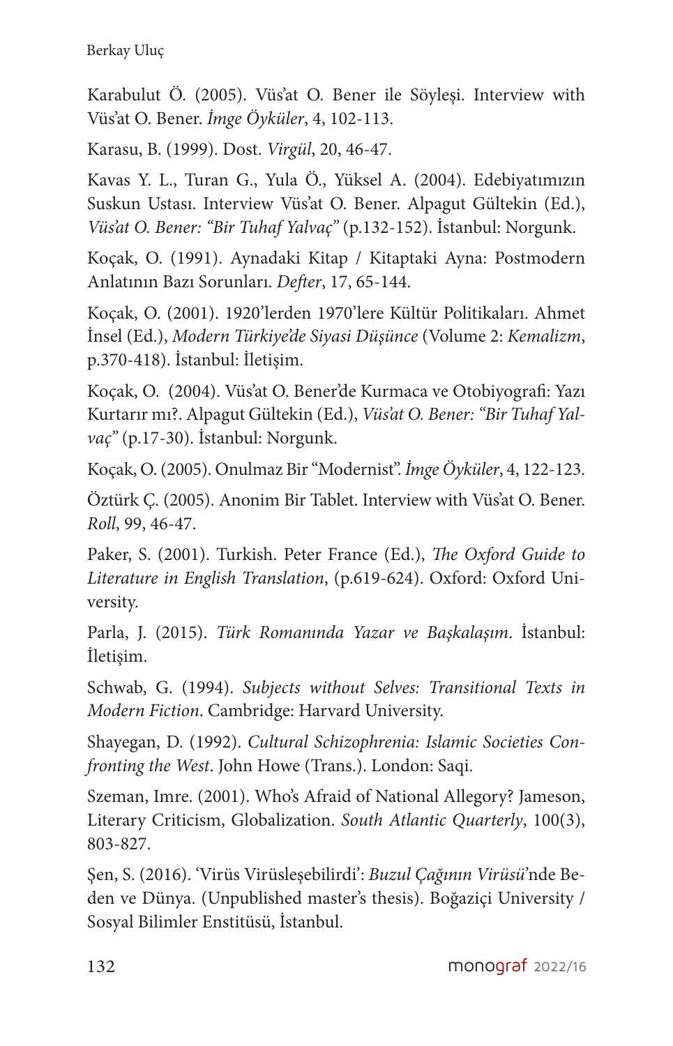Karabulut Ö. (2005). Vüs'at O. Bener ile Söyleşi. Interview with Vüs'at O. Bener. *İmge Öyküler*, 4, 102-113.

Karasu, B. (1999). Dost. *Virgül*, 20, 46-47.

Kavas Y. L., Turan G., Yula Ö., Yüksel A. (2004). Edebiyatımızın Suskun Ustası. Interview Vüs'at O. Bener. Alpagut Gültekin (Ed.), *Vüs'at O. Bener: "Bir Tuhaf Yalvaç"* (p.132-152). İstanbul: Norgunk.

Koçak, O. (1991). Aynadaki Kitap / Kitaptaki Ayna: Postmodern Anlatının Bazı Sorunları. *Defter*, 17, 65-144.

Koçak, O. (2001). 1920'lerden 1970'lere Kültür Politikaları. Ahmet İnsel (Ed.), *Modern Türkiye'de Siyasi Düşünce* (Volume 2: *Kemalizm*, p.370-418). İstanbul: İletişim.

Koçak, O. (2004). Vüs'at O. Bener'de Kurmaca ve Otobiyografi: Yazı Kurtarır mı?. Alpagut Gültekin (Ed.), *Vüs'at O. Bener: "Bir Tuhaf Yalvaç"* (p.17-30). İstanbul: Norgunk.

Koçak, O. (2005). Onulmaz Bir "Modernist". *İmge Öyküler*, 4, 122-123.

Öztürk Ç. (2005). Anonim Bir Tablet. Interview with Vüs'at O. Bener. *Roll*, 99, 46-47.

Paker, S. (2001). Turkish. Peter France (Ed.), *The Oxford Guide to Literature in English Translation*, (p.619-624). Oxford: Oxford University.

Parla, J. (2015). *Türk Romanında Yazar ve Başkalaşım*. İstanbul: İletişim.

Schwab, G. (1994). *Subjects without Selves: Transitional Texts in Modern Fiction*. Cambridge: Harvard University.

Shayegan, D. (1992). *Cultural Schizophrenia: Islamic Societies Confronting the West*. John Howe (Trans.). London: Saqi.

Szeman, Imre. (2001). Who's Afraid of National Allegory? Jameson, Literary Criticism, Globalization. *South Atlantic Quarterly*, 100(3), 803-827.

Şen, S. (2016). 'Virüs Virüsleşebilirdi': *Buzul Çağının Virüsü*'nde Beden ve Dünya. (Unpublished master's thesis). Boğaziçi University / Sosyal Bilimler Enstitüsü, İstanbul.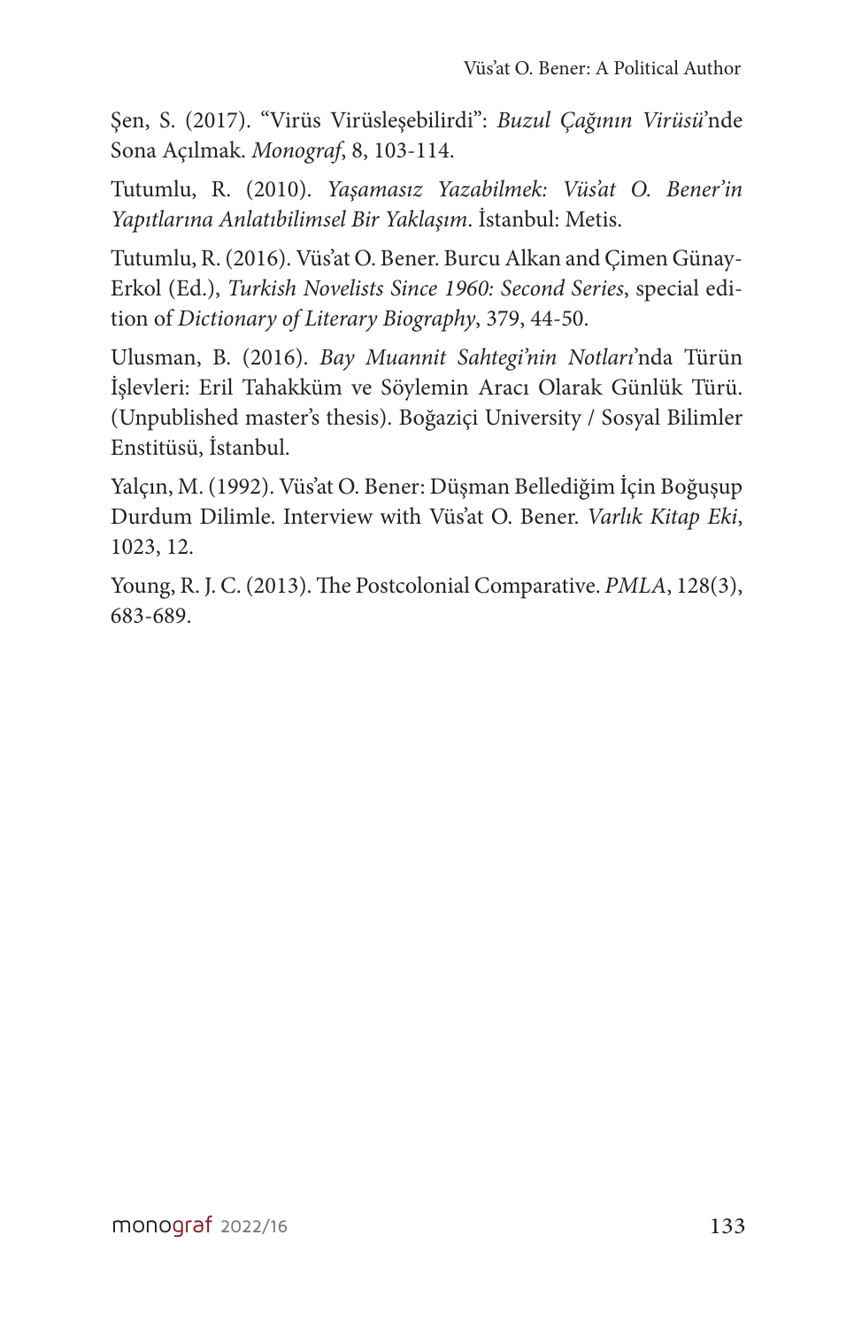Şen, S. (2017). "Virüs Virüsleşebilirdi": *Buzul Çağının Virüsü*'nde Sona Açılmak. *Monograf*, 8, 103-114.

Tutumlu, R. (2010). *Yaşamasız Yazabilmek: Vüs'at O. Bener'in Yapıtlarına Anlatıbilimsel Bir Yaklaşım*. İstanbul: Metis.

Tutumlu, R. (2016). Vüs'at O. Bener. Burcu Alkan and Çimen Günay-Erkol (Ed.), *Turkish Novelists Since 1960: Second Series*, special edition of *Dictionary of Literary Biography*, 379, 44-50.

Ulusman, B. (2016). *Bay Muannit Sahtegi'nin Notları*'nda Türün İşlevleri: Eril Tahakküm ve Söylemin Aracı Olarak Günlük Türü. (Unpublished master's thesis). Boğaziçi University / Sosyal Bilimler Enstitüsü, İstanbul.

Yalçın, M. (1992). Vüs'at O. Bener: Düşman Bellediğim İçin Boğuşup Durdum Dilimle. Interview with Vüs'at O. Bener. *Varlık Kitap Eki*, 1023, 12.

Young, R. J. C. (2013). The Postcolonial Comparative. *PMLA*, 128(3), 683-689.